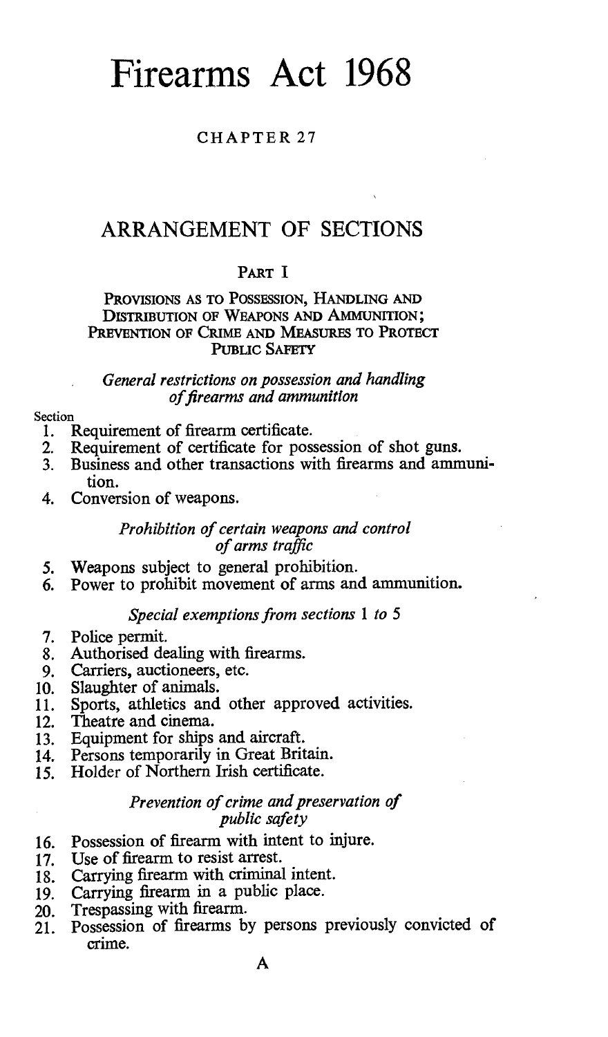# Firearms Act 1968

CHAPTER 27

## ARRANGEMENT OF SECTIONS

PART I

PROVISIONS AS TO POSSESSION, HANDLING AND DISTRIBUTION OF WEAPONS AND AMMUNITION; PREVENTION OF CRIME AND MEASURES TO PROTECT PUBLIC SAFETY

*General restrictions on possession and handling of firearms and ammunition*

Section

1. Requirement of firearm certificate.
2. Requirement of certificate for possession of shot guns.
3. Business and other transactions with firearms and ammunition.
4. Conversion of weapons.

*Prohibition of certain weapons and control of arms traffic*

5. Weapons subject to general prohibition.
6. Power to prohibit movement of arms and ammunition.

*Special exemptions from sections 1 to 5*

7. Police permit.
8. Authorised dealing with firearms.
9. Carriers, auctioneers, etc.
10. Slaughter of animals.
11. Sports, athletics and other approved activities.
12. Theatre and cinema.
13. Equipment for ships and aircraft.
14. Persons temporarily in Great Britain.
15. Holder of Northern Irish certificate.

*Prevention of crime and preservation of public safety*

16. Possession of firearm with intent to injure.
17. Use of firearm to resist arrest.
18. Carrying firearm with criminal intent.
19. Carrying firearm in a public place.
20. Trespassing with firearm.
21. Possession of firearms by persons previously convicted of crime.

A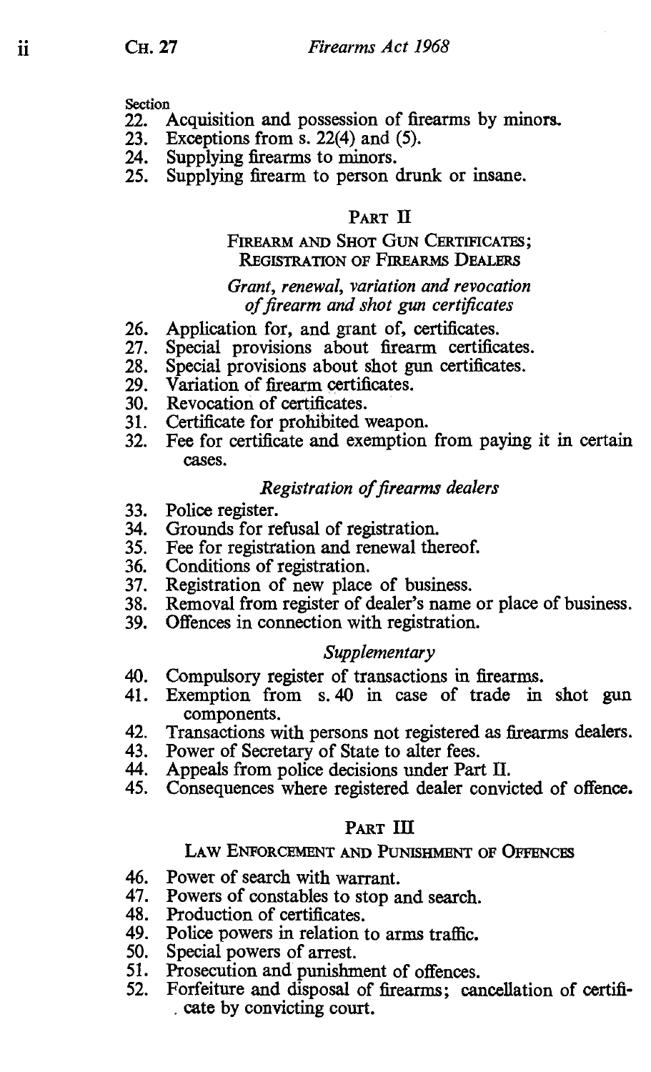Section

22. Acquisition and possession of firearms by minors.
23. Exceptions from s. 22(4) and (5).
24. Supplying firearms to minors.
25. Supplying firearm to person drunk or insane.

## PART II

## FIREARM AND SHOT GUN CERTIFICATES; REGISTRATION OF FIREARMS DEALERS

### *Grant, renewal, variation and revocation of firearm and shot gun certificates*

26. Application for, and grant of, certificates.
27. Special provisions about firearm certificates.
28. Special provisions about shot gun certificates.
29. Variation of firearm certificates.
30. Revocation of certificates.
31. Certificate for prohibited weapon.
32. Fee for certificate and exemption from paying it in certain cases.

### *Registration of firearms dealers*

33. Police register.
34. Grounds for refusal of registration.
35. Fee for registration and renewal thereof.
36. Conditions of registration.
37. Registration of new place of business.
38. Removal from register of dealer's name or place of business.
39. Offences in connection with registration.

### *Supplementary*

40. Compulsory register of transactions in firearms.
41. Exemption from s. 40 in case of trade in shot gun components.
42. Transactions with persons not registered as firearms dealers.
43. Power of Secretary of State to alter fees.
44. Appeals from police decisions under Part II.
45. Consequences where registered dealer convicted of offence.

## PART III

## LAW ENFORCEMENT AND PUNISHMENT OF OFFENCES

46. Power of search with warrant.
47. Powers of constables to stop and search.
48. Production of certificates.
49. Police powers in relation to arms traffic.
50. Special powers of arrest.
51. Prosecution and punishment of offences.
52. Forfeiture and disposal of firearms; cancellation of certificate by convicting court.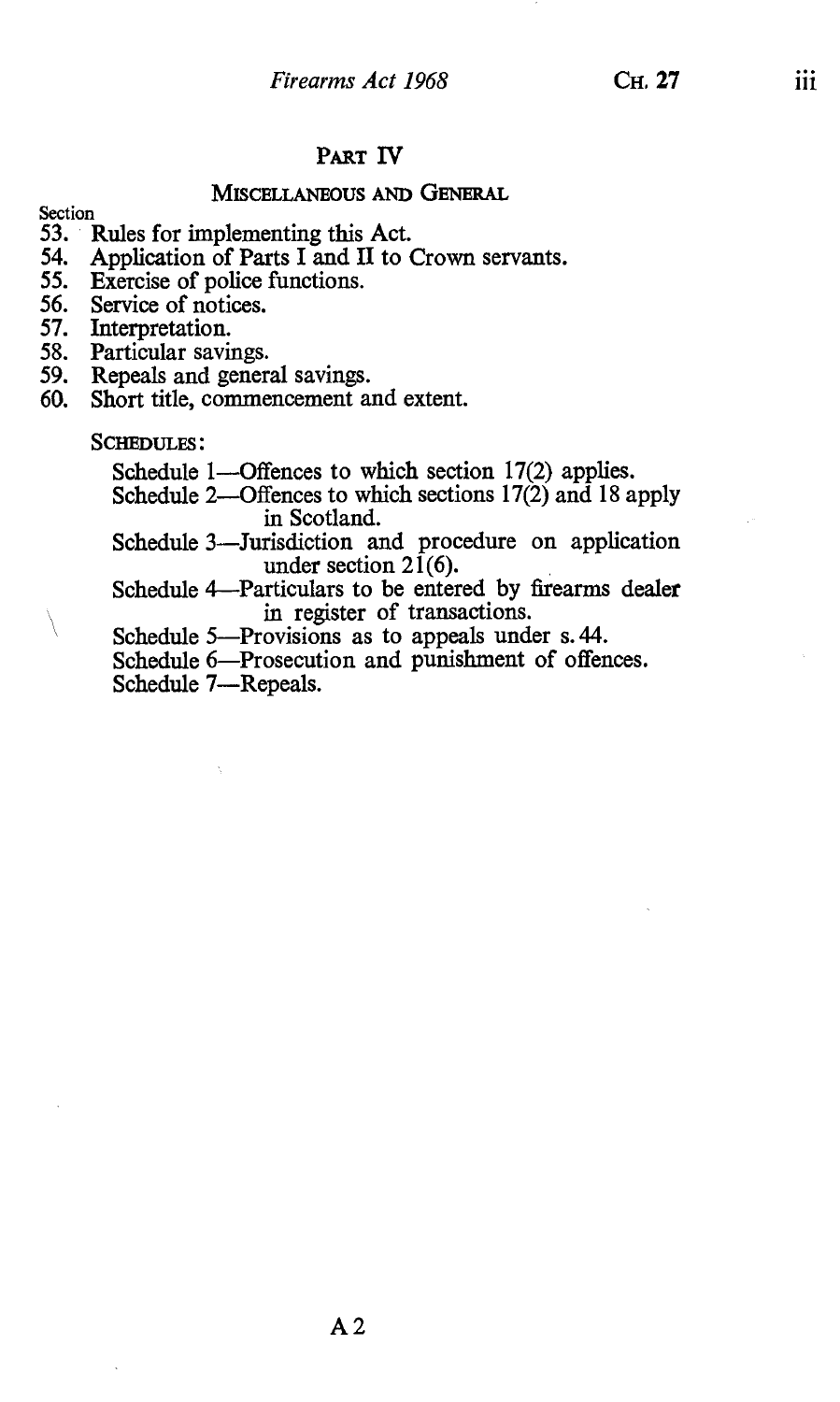## PART IV

### MISCELLANEOUS AND GENERAL

Section

53. Rules for implementing this Act.
54. Application of Parts I and II to Crown servants.
55. Exercise of police functions.
56. Service of notices.
57. Interpretation.
58. Particular savings.
59. Repeals and general savings.
60. Short title, commencement and extent.

SCHEDULES:

Schedule 1—Offences to which section 17(2) applies.

Schedule 2—Offences to which sections 17(2) and 18 apply in Scotland.

Schedule 3—Jurisdiction and procedure on application under section 21(6).

Schedule 4—Particulars to be entered by firearms dealer in register of transactions.

Schedule 5—Provisions as to appeals under s. 44.

Schedule 6—Prosecution and punishment of offences.

Schedule 7—Repeals.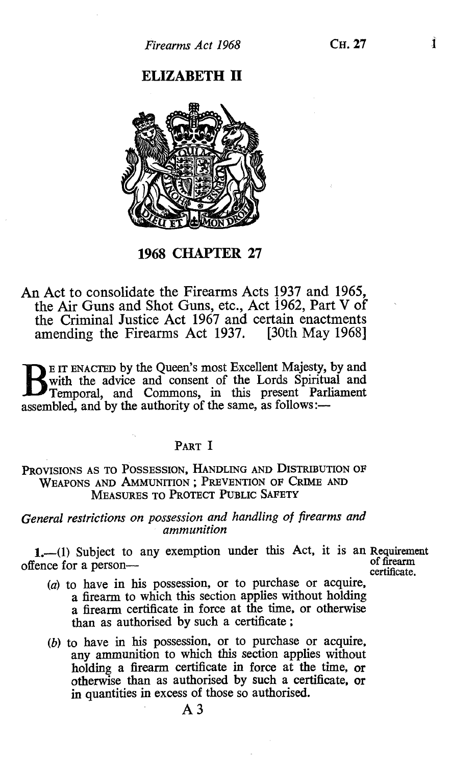# ELIZABETH II

## 1968 CHAPTER 27

An Act to consolidate the Firearms Acts 1937 and 1965, the Air Guns and Shot Guns, etc., Act 1962, Part V of the Criminal Justice Act 1967 and certain enactments amending the Firearms Act 1937. [30th May 1968]

BE IT ENACTED by the Queen's most Excellent Majesty, by and with the advice and consent of the Lords Spiritual and Temporal, and Commons, in this present Parliament assembled, and by the authority of the same, as follows:—

### PART I

### PROVISIONS AS TO POSSESSION, HANDLING AND DISTRIBUTION OF WEAPONS AND AMMUNITION; PREVENTION OF CRIME AND MEASURES TO PROTECT PUBLIC SAFETY

*General restrictions on possession and handling of firearms and ammunition*

Requirement of firearm certificate.

1.—(1) Subject to any exemption under this Act, it is an offence for a person—

(a) to have in his possession, or to purchase or acquire, a firearm to which this section applies without holding a firearm certificate in force at the time, or otherwise than as authorised by such a certificate;

(b) to have in his possession, or to purchase or acquire, any ammunition to which this section applies without holding a firearm certificate in force at the time, or otherwise than as authorised by such a certificate, or in quantities in excess of those so authorised.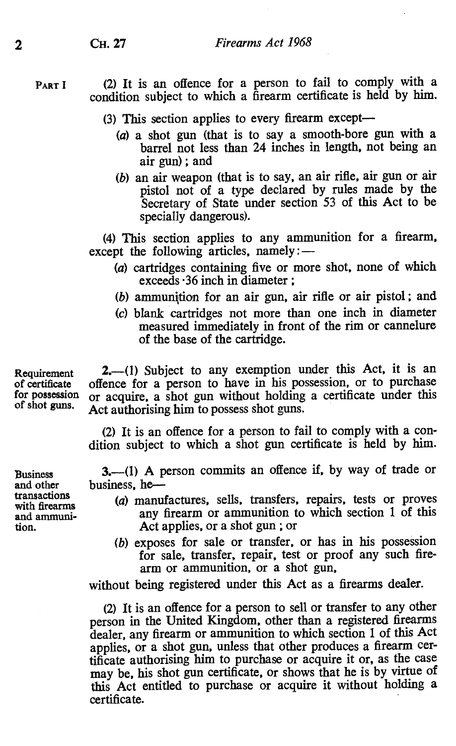(2) It is an offence for a person to fail to comply with a condition subject to which a firearm certificate is held by him.

(3) This section applies to every firearm except—

(*a*) a shot gun (that is to say a smooth-bore gun with a barrel not less than 24 inches in length, not being an air gun); and

(*b*) an air weapon (that is to say, an air rifle, air gun or air pistol not of a type declared by rules made by the Secretary of State under section 53 of this Act to be specially dangerous).

(4) This section applies to any ammunition for a firearm, except the following articles, namely:—

(*a*) cartridges containing five or more shot, none of which exceeds ·36 inch in diameter;

(*b*) ammunition for an air gun, air rifle or air pistol; and

(*c*) blank cartridges not more than one inch in diameter measured immediately in front of the rim or cannelure of the base of the cartridge.

Requirement of certificate for possession of shot guns.

**2.**—(1) Subject to any exemption under this Act, it is an offence for a person to have in his possession, or to purchase or acquire, a shot gun without holding a certificate under this Act authorising him to possess shot guns.

(2) It is an offence for a person to fail to comply with a condition subject to which a shot gun certificate is held by him.

Business and other transactions with firearms and ammunition.

**3.**—(1) A person commits an offence if, by way of trade or business, he—

(*a*) manufactures, sells, transfers, repairs, tests or proves any firearm or ammunition to which section 1 of this Act applies, or a shot gun; or

(*b*) exposes for sale or transfer, or has in his possession for sale, transfer, repair, test or proof any such firearm or ammunition, or a shot gun,

without being registered under this Act as a firearms dealer.

(2) It is an offence for a person to sell or transfer to any other person in the United Kingdom, other than a registered firearms dealer, any firearm or ammunition to which section 1 of this Act applies, or a shot gun, unless that other produces a firearm certificate authorising him to purchase or acquire it or, as the case may be, his shot gun certificate, or shows that he is by virtue of this Act entitled to purchase or acquire it without holding a certificate.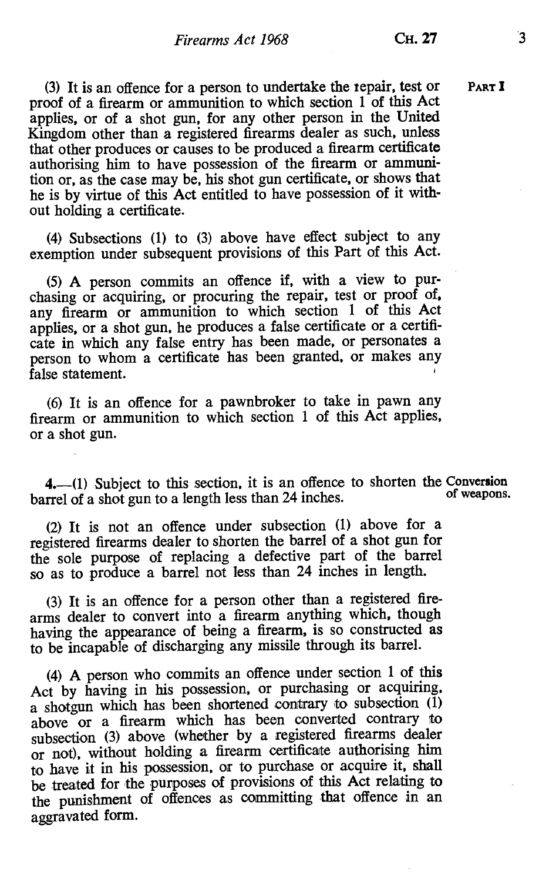(3) It is an offence for a person to undertake the repair, test or proof of a firearm or ammunition to which section 1 of this Act applies, or of a shot gun, for any other person in the United Kingdom other than a registered firearms dealer as such, unless that other produces or causes to be produced a firearm certificate authorising him to have possession of the firearm or ammunition or, as the case may be, his shot gun certificate, or shows that he is by virtue of this Act entitled to have possession of it without holding a certificate.

(4) Subsections (1) to (3) above have effect subject to any exemption under subsequent provisions of this Part of this Act.

(5) A person commits an offence if, with a view to purchasing or acquiring, or procuring the repair, test or proof of, any firearm or ammunition to which section 1 of this Act applies, or a shot gun, he produces a false certificate or a certificate in which any false entry has been made, or personates a person to whom a certificate has been granted, or makes any false statement.

(6) It is an offence for a pawnbroker to take in pawn any firearm or ammunition to which section 1 of this Act applies, or a shot gun.

**Conversion of weapons.**

**4.**—(1) Subject to this section, it is an offence to shorten the barrel of a shot gun to a length less than 24 inches.

(2) It is not an offence under subsection (1) above for a registered firearms dealer to shorten the barrel of a shot gun for the sole purpose of replacing a defective part of the barrel so as to produce a barrel not less than 24 inches in length.

(3) It is an offence for a person other than a registered firearms dealer to convert into a firearm anything which, though having the appearance of being a firearm, is so constructed as to be incapable of discharging any missile through its barrel.

(4) A person who commits an offence under section 1 of this Act by having in his possession, or purchasing or acquiring, a shotgun which has been shortened contrary to subsection (1) above or a firearm which has been converted contrary to subsection (3) above (whether by a registered firearms dealer or not), without holding a firearm certificate authorising him to have it in his possession, or to purchase or acquire it, shall be treated for the purposes of provisions of this Act relating to the punishment of offences as committing that offence in an aggravated form.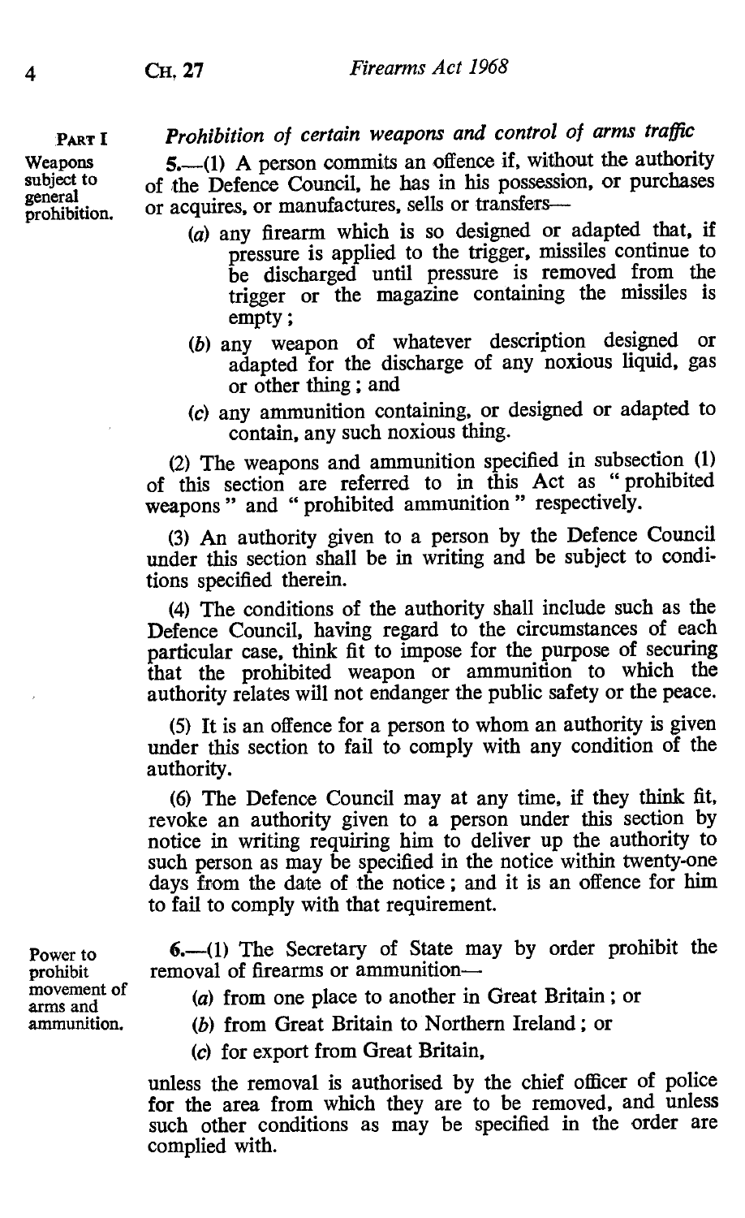PART I

### *Prohibition of certain weapons and control of arms traffic*

Weapons subject to general prohibition.

5.—(1) A person commits an offence if, without the authority of the Defence Council, he has in his possession, or purchases or acquires, or manufactures, sells or transfers—

(*a*) any firearm which is so designed or adapted that, if pressure is applied to the trigger, missiles continue to be discharged until pressure is removed from the trigger or the magazine containing the missiles is empty;

(*b*) any weapon of whatever description designed or adapted for the discharge of any noxious liquid, gas or other thing; and

(*c*) any ammunition containing, or designed or adapted to contain, any such noxious thing.

(2) The weapons and ammunition specified in subsection (1) of this section are referred to in this Act as " prohibited weapons " and " prohibited ammunition " respectively.

(3) An authority given to a person by the Defence Council under this section shall be in writing and be subject to conditions specified therein.

(4) The conditions of the authority shall include such as the Defence Council, having regard to the circumstances of each particular case, think fit to impose for the purpose of securing that the prohibited weapon or ammunition to which the authority relates will not endanger the public safety or the peace.

(5) It is an offence for a person to whom an authority is given under this section to fail to comply with any condition of the authority.

(6) The Defence Council may at any time, if they think fit, revoke an authority given to a person under this section by notice in writing requiring him to deliver up the authority to such person as may be specified in the notice within twenty-one days from the date of the notice; and it is an offence for him to fail to comply with that requirement.

Power to prohibit movement of arms and ammunition.

6.—(1) The Secretary of State may by order prohibit the removal of firearms or ammunition—

(*a*) from one place to another in Great Britain; or

(*b*) from Great Britain to Northern Ireland; or

(*c*) for export from Great Britain,

unless the removal is authorised by the chief officer of police for the area from which they are to be removed, and unless such other conditions as may be specified in the order are complied with.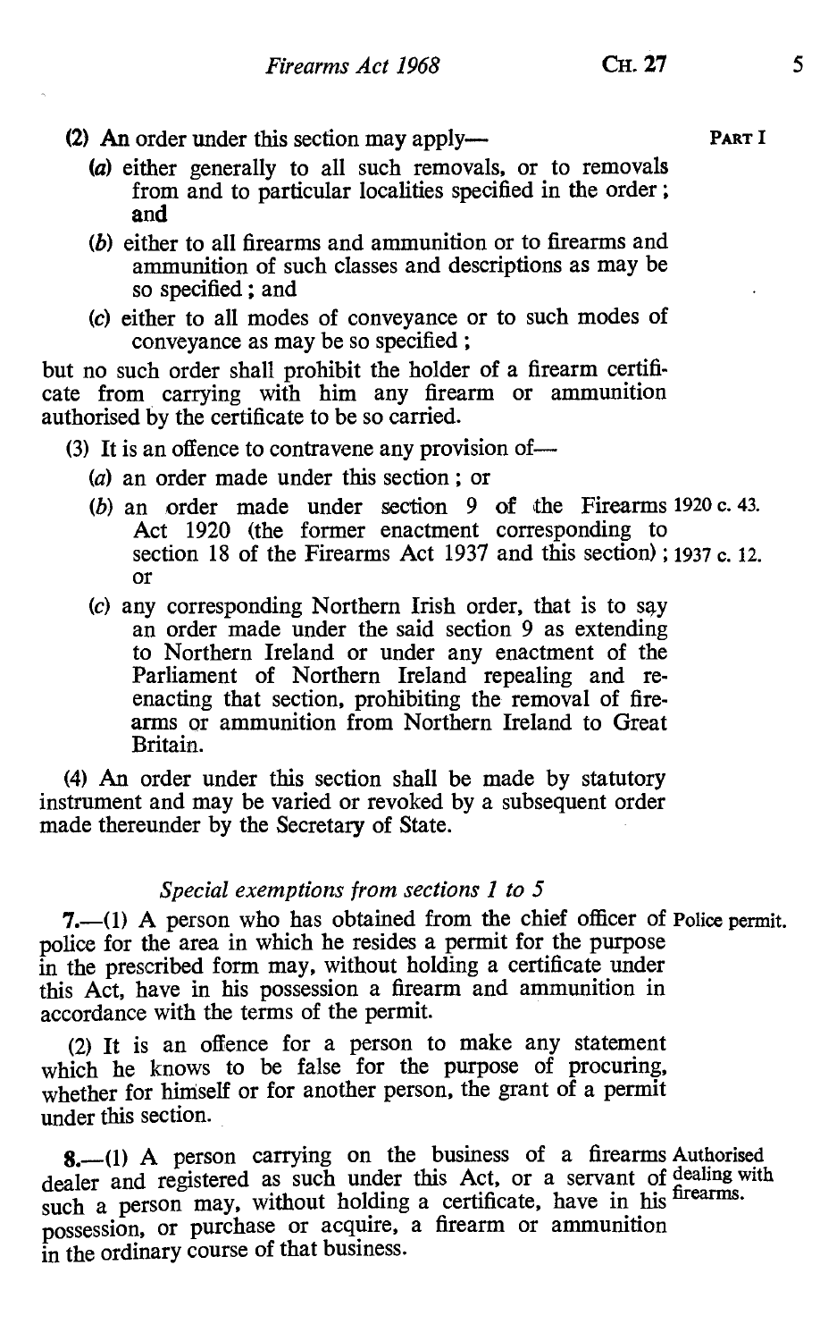(2) An order under this section may apply—

(a) either generally to all such removals, or to removals from and to particular localities specified in the order; and

(b) either to all firearms and ammunition or to firearms and ammunition of such classes and descriptions as may be so specified; and

(c) either to all modes of conveyance or to such modes of conveyance as may be so specified;

but no such order shall prohibit the holder of a firearm certificate from carrying with him any firearm or ammunition authorised by the certificate to be so carried.

(3) It is an offence to contravene any provision of—

(a) an order made under this section; or

(b) an order made under section 9 of the Firearms Act 1920 (the former enactment corresponding to section 18 of the Firearms Act 1937 and this section); or

(c) any corresponding Northern Irish order, that is to say an order made under the said section 9 as extending to Northern Ireland or under any enactment of the Parliament of Northern Ireland repealing and re-enacting that section, prohibiting the removal of firearms or ammunition from Northern Ireland to Great Britain.

1920 c. 43.
1937 c. 12.

(4) An order under this section shall be made by statutory instrument and may be varied or revoked by a subsequent order made thereunder by the Secretary of State.

### *Special exemptions from sections 1 to 5*

Police permit.

**7.**—(1) A person who has obtained from the chief officer of police for the area in which he resides a permit for the purpose in the prescribed form may, without holding a certificate under this Act, have in his possession a firearm and ammunition in accordance with the terms of the permit.

(2) It is an offence for a person to make any statement which he knows to be false for the purpose of procuring, whether for himself or for another person, the grant of a permit under this section.

Authorised dealing with firearms.

**8.**—(1) A person carrying on the business of a firearms dealer and registered as such under this Act, or a servant of such a person may, without holding a certificate, have in his possession, or purchase or acquire, a firearm or ammunition in the ordinary course of that business.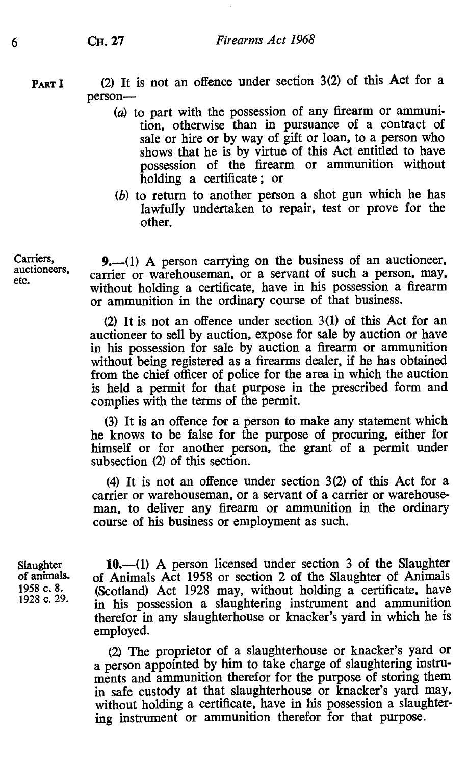PART I

(2) It is not an offence under section 3(2) of this Act for a person—

(a) to part with the possession of any firearm or ammunition, otherwise than in pursuance of a contract of sale or hire or by way of gift or loan, to a person who shows that he is by virtue of this Act entitled to have possession of the firearm or ammunition without holding a certificate; or

(b) to return to another person a shot gun which he has lawfully undertaken to repair, test or prove for the other.

Carriers, auctioneers, etc.

**9.**—(1) A person carrying on the business of an auctioneer, carrier or warehouseman, or a servant of such a person, may, without holding a certificate, have in his possession a firearm or ammunition in the ordinary course of that business.

(2) It is not an offence under section 3(1) of this Act for an auctioneer to sell by auction, expose for sale by auction or have in his possession for sale by auction a firearm or ammunition without being registered as a firearms dealer, if he has obtained from the chief officer of police for the area in which the auction is held a permit for that purpose in the prescribed form and complies with the terms of the permit.

(3) It is an offence for a person to make any statement which he knows to be false for the purpose of procuring, either for himself or for another person, the grant of a permit under subsection (2) of this section.

(4) It is not an offence under section 3(2) of this Act for a carrier or warehouseman, or a servant of a carrier or warehouseman, to deliver any firearm or ammunition in the ordinary course of his business or employment as such.

Slaughter of animals. 1958 c. 8. 1928 c. 29.

**10.**—(1) A person licensed under section 3 of the Slaughter of Animals Act 1958 or section 2 of the Slaughter of Animals (Scotland) Act 1928 may, without holding a certificate, have in his possession a slaughtering instrument and ammunition therefor in any slaughterhouse or knacker's yard in which he is employed.

(2) The proprietor of a slaughterhouse or knacker's yard or a person appointed by him to take charge of slaughtering instruments and ammunition therefor for the purpose of storing them in safe custody at that slaughterhouse or knacker's yard may, without holding a certificate, have in his possession a slaughtering instrument or ammunition therefor for that purpose.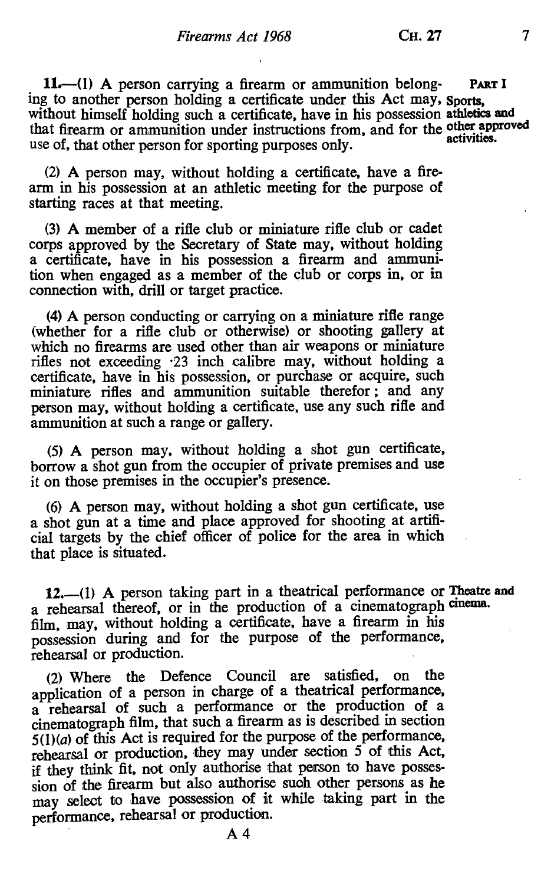**11.**—(1) A person carrying a firearm or ammunition belonging to another person holding a certificate under this Act may, without himself holding such a certificate, have in his possession that firearm or ammunition under instructions from, and for the use of, that other person for sporting purposes only.

PART I
Sports, athletics and other approved activities.

(2) A person may, without holding a certificate, have a firearm in his possession at an athletic meeting for the purpose of starting races at that meeting.

(3) A member of a rifle club or miniature rifle club or cadet corps approved by the Secretary of State may, without holding a certificate, have in his possession a firearm and ammunition when engaged as a member of the club or corps in, or in connection with, drill or target practice.

(4) A person conducting or carrying on a miniature rifle range (whether for a rifle club or otherwise) or shooting gallery at which no firearms are used other than air weapons or miniature rifles not exceeding ·23 inch calibre may, without holding a certificate, have in his possession, or purchase or acquire, such miniature rifles and ammunition suitable therefor; and any person may, without holding a certificate, use any such rifle and ammunition at such a range or gallery.

(5) A person may, without holding a shot gun certificate, borrow a shot gun from the occupier of private premises and use it on those premises in the occupier's presence.

(6) A person may, without holding a shot gun certificate, use a shot gun at a time and place approved for shooting at artificial targets by the chief officer of police for the area in which that place is situated.

**12.**—(1) A person taking part in a theatrical performance or a rehearsal thereof, or in the production of a cinematograph film, may, without holding a certificate, have a firearm in his possession during and for the purpose of the performance, rehearsal or production.

Theatre and cinema.

(2) Where the Defence Council are satisfied, on the application of a person in charge of a theatrical performance, a rehearsal of such a performance or the production of a cinematograph film, that such a firearm as is described in section 5(1)(*a*) of this Act is required for the purpose of the performance, rehearsal or production, they may under section 5 of this Act, if they think fit, not only authorise that person to have possession of the firearm but also authorise such other persons as he may select to have possession of it while taking part in the performance, rehearsal or production.

A 4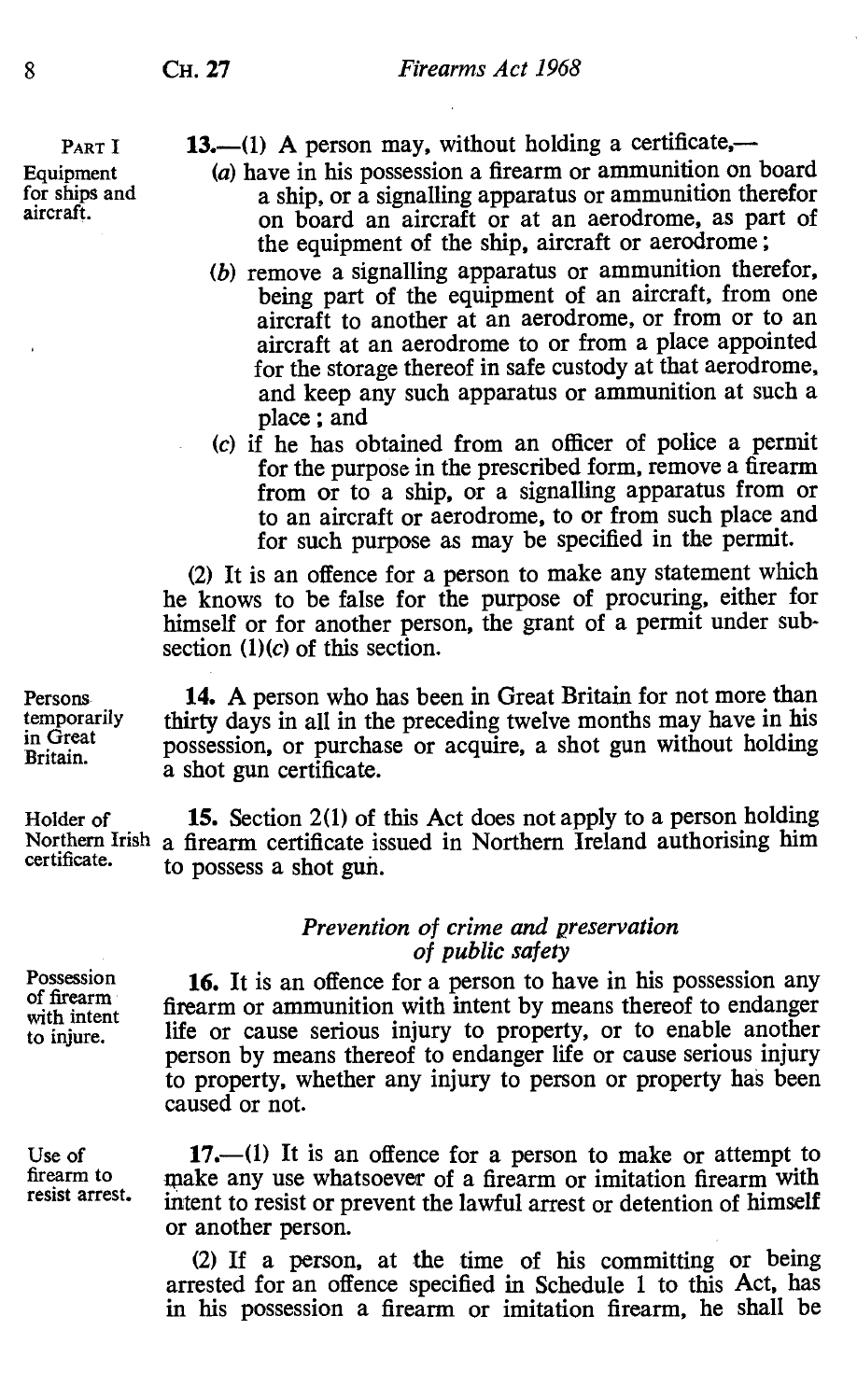PART I

**Equipment for ships and aircraft.**

**13.**—(1) A person may, without holding a certificate,—

(a) have in his possession a firearm or ammunition on board a ship, or a signalling apparatus or ammunition therefor on board an aircraft or at an aerodrome, as part of the equipment of the ship, aircraft or aerodrome;

(b) remove a signalling apparatus or ammunition therefor, being part of the equipment of an aircraft, from one aircraft to another at an aerodrome, or from or to an aircraft at an aerodrome to or from a place appointed for the storage thereof in safe custody at that aerodrome, and keep any such apparatus or ammunition at such a place; and

(c) if he has obtained from an officer of police a permit for the purpose in the prescribed form, remove a firearm from or to a ship, or a signalling apparatus from or to an aircraft or aerodrome, to or from such place and for such purpose as may be specified in the permit.

(2) It is an offence for a person to make any statement which he knows to be false for the purpose of procuring, either for himself or for another person, the grant of a permit under subsection (1)(c) of this section.

**Persons temporarily in Great Britain.**

**14.** A person who has been in Great Britain for not more than thirty days in all in the preceding twelve months may have in his possession, or purchase or acquire, a shot gun without holding a shot gun certificate.

**Holder of Northern Irish certificate.**

**15.** Section 2(1) of this Act does not apply to a person holding a firearm certificate issued in Northern Ireland authorising him to possess a shot gun.

*Prevention of crime and preservation of public safety*

**Possession of firearm with intent to injure.**

**16.** It is an offence for a person to have in his possession any firearm or ammunition with intent by means thereof to endanger life or cause serious injury to property, or to enable another person by means thereof to endanger life or cause serious injury to property, whether any injury to person or property has been caused or not.

**Use of firearm to resist arrest.**

**17.**—(1) It is an offence for a person to make or attempt to make any use whatsoever of a firearm or imitation firearm with intent to resist or prevent the lawful arrest or detention of himself or another person.

(2) If a person, at the time of his committing or being arrested for an offence specified in Schedule 1 to this Act, has in his possession a firearm or imitation firearm, he shall be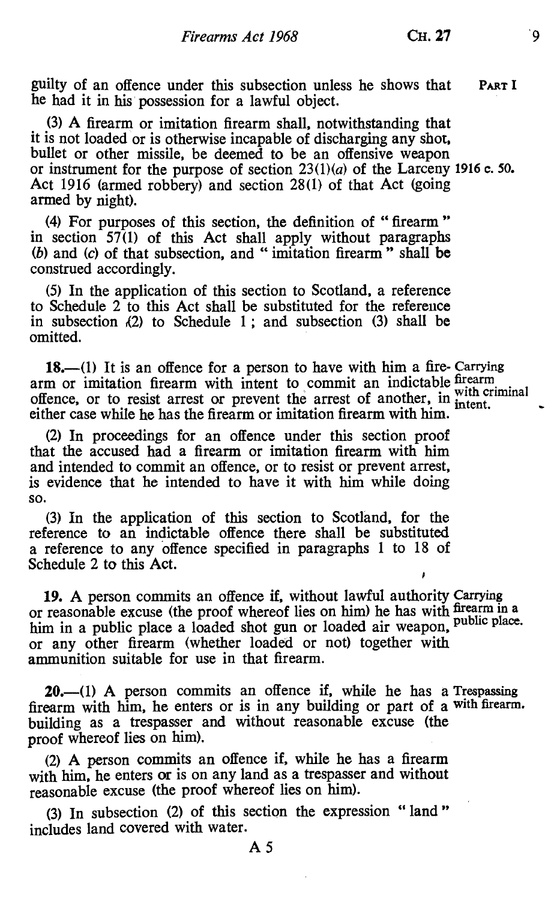guilty of an offence under this subsection unless he shows that he had it in his possession for a lawful object.

(3) A firearm or imitation firearm shall, notwithstanding that it is not loaded or is otherwise incapable of discharging any shot, bullet or other missile, be deemed to be an offensive weapon or instrument for the purpose of section 23(1)(*a*) of the Larceny Act 1916 (armed robbery) and section 28(1) of that Act (going armed by night). 1916 c. 50.

(4) For purposes of this section, the definition of "firearm" in section 57(1) of this Act shall apply without paragraphs (*b*) and (*c*) of that subsection, and "imitation firearm" shall be construed accordingly.

(5) In the application of this section to Scotland, a reference to Schedule 2 to this Act shall be substituted for the reference in subsection (2) to Schedule 1; and subsection (3) shall be omitted.

*Carrying firearm with criminal intent.*

**18.**—(1) It is an offence for a person to have with him a firearm or imitation firearm with intent to commit an indictable offence, or to resist arrest or prevent the arrest of another, in either case while he has the firearm or imitation firearm with him.

(2) In proceedings for an offence under this section proof that the accused had a firearm or imitation firearm with him and intended to commit an offence, or to resist or prevent arrest, is evidence that he intended to have it with him while doing so.

(3) In the application of this section to Scotland, for the reference to an indictable offence there shall be substituted a reference to any offence specified in paragraphs 1 to 18 of Schedule 2 to this Act.

*Carrying firearm in a public place.*

**19.** A person commits an offence if, without lawful authority or reasonable excuse (the proof whereof lies on him) he has with him in a public place a loaded shot gun or loaded air weapon, or any other firearm (whether loaded or not) together with ammunition suitable for use in that firearm.

*Trespassing with firearm.*

**20.**—(1) A person commits an offence if, while he has a firearm with him, he enters or is in any building or part of a building as a trespasser and without reasonable excuse (the proof whereof lies on him).

(2) A person commits an offence if, while he has a firearm with him, he enters or is on any land as a trespasser and without reasonable excuse (the proof whereof lies on him).

(3) In subsection (2) of this section the expression "land" includes land covered with water.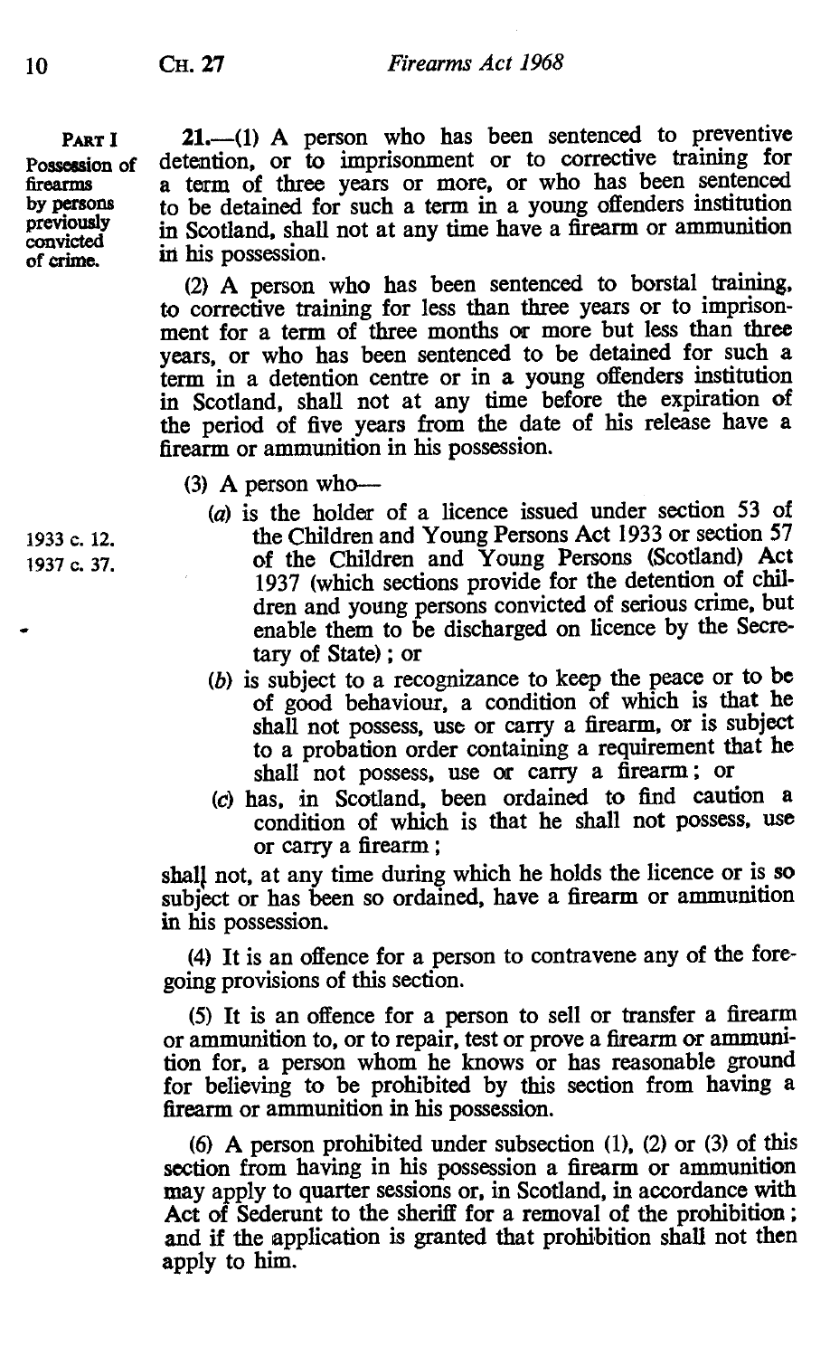PART I

**Possession of firearms by persons previously convicted of crime.**

**21.**—(1) A person who has been sentenced to preventive detention, or to imprisonment or to corrective training for a term of three years or more, or who has been sentenced to be detained for such a term in a young offenders institution in Scotland, shall not at any time have a firearm or ammunition in his possession.

(2) A person who has been sentenced to borstal training, to corrective training for less than three years or to imprisonment for a term of three months or more but less than three years, or who has been sentenced to be detained for such a term in a detention centre or in a young offenders institution in Scotland, shall not at any time before the expiration of the period of five years from the date of his release have a firearm or ammunition in his possession.

(3) A person who—

(*a*) is the holder of a licence issued under section 53 of the Children and Young Persons Act 1933 or section 57 of the Children and Young Persons (Scotland) Act 1937 (which sections provide for the detention of children and young persons convicted of serious crime, but enable them to be discharged on licence by the Secretary of State); or

1933 c. 12.
1937 c. 37.

(*b*) is subject to a recognizance to keep the peace or to be of good behaviour, a condition of which is that he shall not possess, use or carry a firearm, or is subject to a probation order containing a requirement that he shall not possess, use or carry a firearm; or

(*c*) has, in Scotland, been ordained to find caution a condition of which is that he shall not possess, use or carry a firearm;

shall not, at any time during which he holds the licence or is so subject or has been so ordained, have a firearm or ammunition in his possession.

(4) It is an offence for a person to contravene any of the foregoing provisions of this section.

(5) It is an offence for a person to sell or transfer a firearm or ammunition to, or to repair, test or prove a firearm or ammunition for, a person whom he knows or has reasonable ground for believing to be prohibited by this section from having a firearm or ammunition in his possession.

(6) A person prohibited under subsection (1), (2) or (3) of this section from having in his possession a firearm or ammunition may apply to quarter sessions or, in Scotland, in accordance with Act of Sederunt to the sheriff for a removal of the prohibition; and if the application is granted that prohibition shall not then apply to him.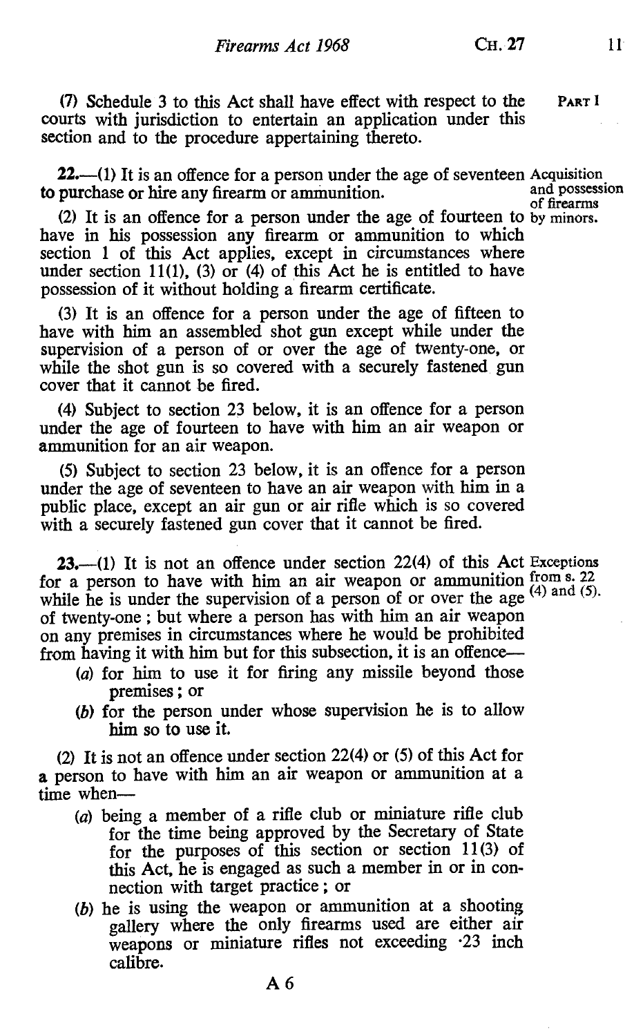(7) Schedule 3 to this Act shall have effect with respect to the courts with jurisdiction to entertain an application under this section and to the procedure appertaining thereto.

**Acquisition and possession of firearms by minors.**

**22.**—(1) It is an offence for a person under the age of seventeen to purchase or hire any firearm or ammunition.

(2) It is an offence for a person under the age of fourteen to have in his possession any firearm or ammunition to which section 1 of this Act applies, except in circumstances where under section 11(1), (3) or (4) of this Act he is entitled to have possession of it without holding a firearm certificate.

(3) It is an offence for a person under the age of fifteen to have with him an assembled shot gun except while under the supervision of a person of or over the age of twenty-one, or while the shot gun is so covered with a securely fastened gun cover that it cannot be fired.

(4) Subject to section 23 below, it is an offence for a person under the age of fourteen to have with him an air weapon or ammunition for an air weapon.

(5) Subject to section 23 below, it is an offence for a person under the age of seventeen to have an air weapon with him in a public place, except an air gun or air rifle which is so covered with a securely fastened gun cover that it cannot be fired.

**Exceptions from s. 22 (4) and (5).**

**23.**—(1) It is not an offence under section 22(4) of this Act for a person to have with him an air weapon or ammunition while he is under the supervision of a person of or over the age of twenty-one; but where a person has with him an air weapon on any premises in circumstances where he would be prohibited from having it with him but for this subsection, it is an offence—

(*a*) for him to use it for firing any missile beyond those premises; or

(*b*) for the person under whose supervision he is to allow him so to use it.

(2) It is not an offence under section 22(4) or (5) of this Act for a person to have with him an air weapon or ammunition at a time when—

(*a*) being a member of a rifle club or miniature rifle club for the time being approved by the Secretary of State for the purposes of this section or section 11(3) of this Act, he is engaged as such a member in or in connection with target practice; or

(*b*) he is using the weapon or ammunition at a shooting gallery where the only firearms used are either air weapons or miniature rifles not exceeding ·23 inch calibre.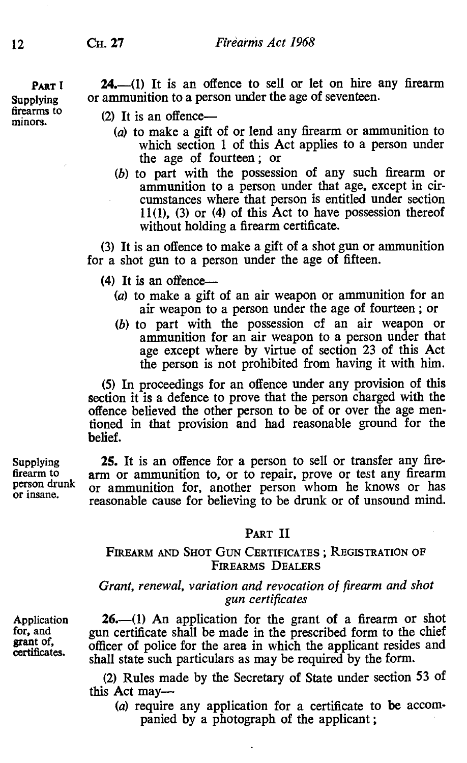PART I

*Supplying firearms to minors.*

**24.**—(1) It is an offence to sell or let on hire any firearm or ammunition to a person under the age of seventeen.

(2) It is an offence—

(*a*) to make a gift of or lend any firearm or ammunition to which section 1 of this Act applies to a person under the age of fourteen; or

(*b*) to part with the possession of any such firearm or ammunition to a person under that age, except in circumstances where that person is entitled under section 11(1), (3) or (4) of this Act to have possession thereof without holding a firearm certificate.

(3) It is an offence to make a gift of a shot gun or ammunition for a shot gun to a person under the age of fifteen.

(4) It is an offence—

(*a*) to make a gift of an air weapon or ammunition for an air weapon to a person under the age of fourteen; or

(*b*) to part with the possession of an air weapon or ammunition for an air weapon to a person under that age except where by virtue of section 23 of this Act the person is not prohibited from having it with him.

(5) In proceedings for an offence under any provision of this section it is a defence to prove that the person charged with the offence believed the other person to be of or over the age mentioned in that provision and had reasonable ground for the belief.

*Supplying firearm to person drunk or insane.*

**25.** It is an offence for a person to sell or transfer any firearm or ammunition to, or to repair, prove or test any firearm or ammunition for, another person whom he knows or has reasonable cause for believing to be drunk or of unsound mind.

## PART II

### FIREARM AND SHOT GUN CERTIFICATES; REGISTRATION OF FIREARMS DEALERS

*Grant, renewal, variation and revocation of firearm and shot gun certificates*

*Application for, and grant of, certificates.*

**26.**—(1) An application for the grant of a firearm or shot gun certificate shall be made in the prescribed form to the chief officer of police for the area in which the applicant resides and shall state such particulars as may be required by the form.

(2) Rules made by the Secretary of State under section 53 of this Act may—

(*a*) require any application for a certificate to be accompanied by a photograph of the applicant;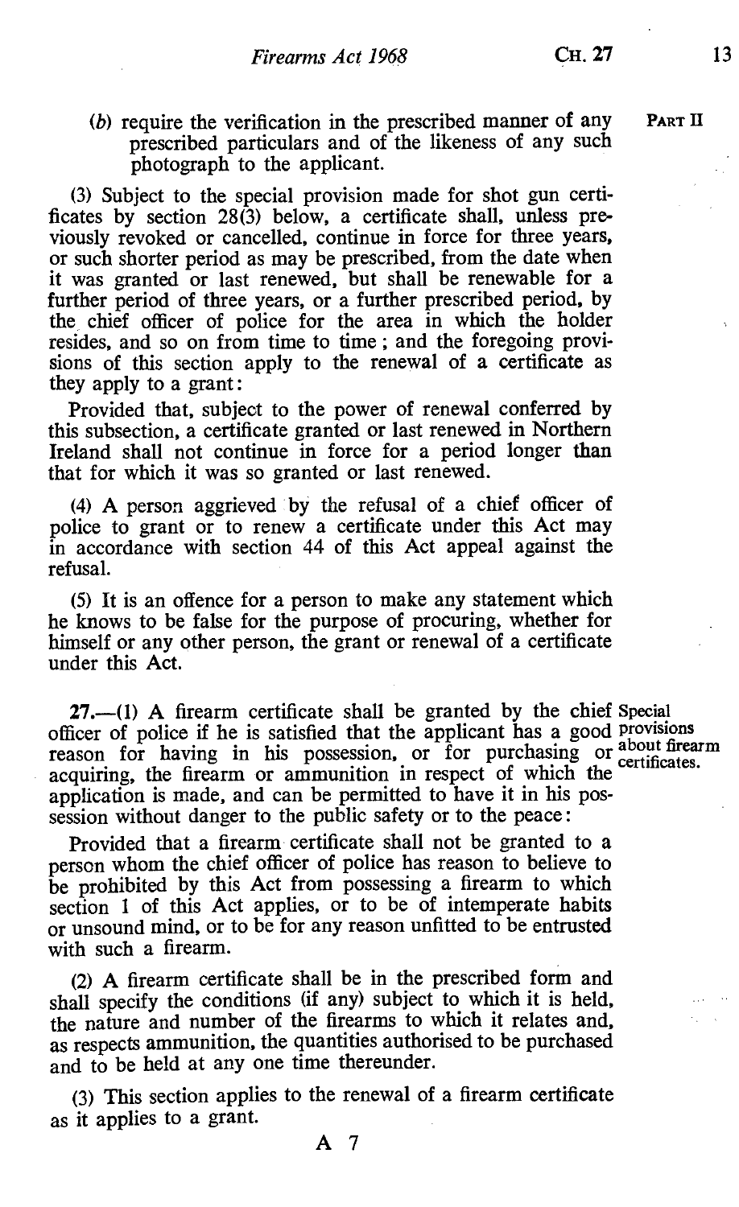(b) require the verification in the prescribed manner of any prescribed particulars and of the likeness of any such photograph to the applicant.

(3) Subject to the special provision made for shot gun certificates by section 28(3) below, a certificate shall, unless previously revoked or cancelled, continue in force for three years, or such shorter period as may be prescribed, from the date when it was granted or last renewed, but shall be renewable for a further period of three years, or a further prescribed period, by the chief officer of police for the area in which the holder resides, and so on from time to time; and the foregoing provisions of this section apply to the renewal of a certificate as they apply to a grant:

Provided that, subject to the power of renewal conferred by this subsection, a certificate granted or last renewed in Northern Ireland shall not continue in force for a period longer than that for which it was so granted or last renewed.

(4) A person aggrieved by the refusal of a chief officer of police to grant or to renew a certificate under this Act may in accordance with section 44 of this Act appeal against the refusal.

(5) It is an offence for a person to make any statement which he knows to be false for the purpose of procuring, whether for himself or any other person, the grant or renewal of a certificate under this Act.

*Special provisions about firearm certificates.*

**27.**—(1) A firearm certificate shall be granted by the chief officer of police if he is satisfied that the applicant has a good reason for having in his possession, or for purchasing or acquiring, the firearm or ammunition in respect of which the application is made, and can be permitted to have it in his possession without danger to the public safety or to the peace:

Provided that a firearm certificate shall not be granted to a person whom the chief officer of police has reason to believe to be prohibited by this Act from possessing a firearm to which section 1 of this Act applies, or to be of intemperate habits or unsound mind, or to be for any reason unfitted to be entrusted with such a firearm.

(2) A firearm certificate shall be in the prescribed form and shall specify the conditions (if any) subject to which it is held, the nature and number of the firearms to which it relates and, as respects ammunition, the quantities authorised to be purchased and to be held at any one time thereunder.

(3) This section applies to the renewal of a firearm certificate as it applies to a grant.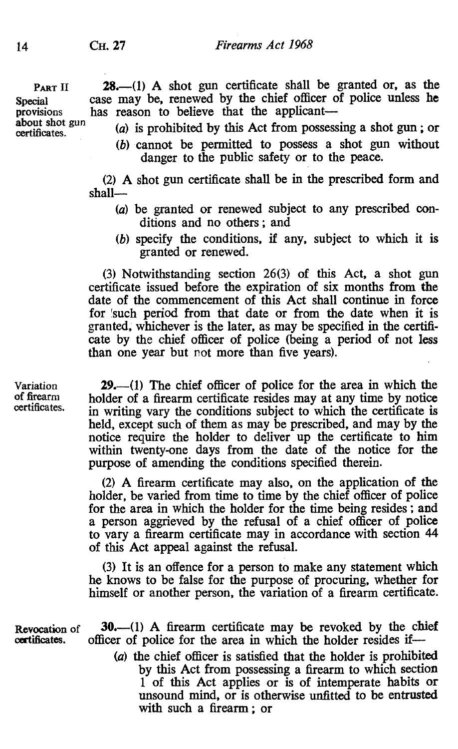PART II

**Special provisions about shot gun certificates.**

**28.**—(1) A shot gun certificate shall be granted or, as the case may be, renewed by the chief officer of police unless he has reason to believe that the applicant—

(*a*) is prohibited by this Act from possessing a shot gun; or

(*b*) cannot be permitted to possess a shot gun without danger to the public safety or to the peace.

(2) A shot gun certificate shall be in the prescribed form and shall—

(*a*) be granted or renewed subject to any prescribed conditions and no others; and

(*b*) specify the conditions, if any, subject to which it is granted or renewed.

(3) Notwithstanding section 26(3) of this Act, a shot gun certificate issued before the expiration of six months from the date of the commencement of this Act shall continue in force for such period from that date or from the date when it is granted, whichever is the later, as may be specified in the certificate by the chief officer of police (being a period of not less than one year but not more than five years).

**Variation of firearm certificates.**

**29.**—(1) The chief officer of police for the area in which the holder of a firearm certificate resides may at any time by notice in writing vary the conditions subject to which the certificate is held, except such of them as may be prescribed, and may by the notice require the holder to deliver up the certificate to him within twenty-one days from the date of the notice for the purpose of amending the conditions specified therein.

(2) A firearm certificate may also, on the application of the holder, be varied from time to time by the chief officer of police for the area in which the holder for the time being resides; and a person aggrieved by the refusal of a chief officer of police to vary a firearm certificate may in accordance with section 44 of this Act appeal against the refusal.

(3) It is an offence for a person to make any statement which he knows to be false for the purpose of procuring, whether for himself or another person, the variation of a firearm certificate.

**Revocation of certificates.**

**30.**—(1) A firearm certificate may be revoked by the chief officer of police for the area in which the holder resides if—

(*a*) the chief officer is satisfied that the holder is prohibited by this Act from possessing a firearm to which section 1 of this Act applies or is of intemperate habits or unsound mind, or is otherwise unfitted to be entrusted with such a firearm; or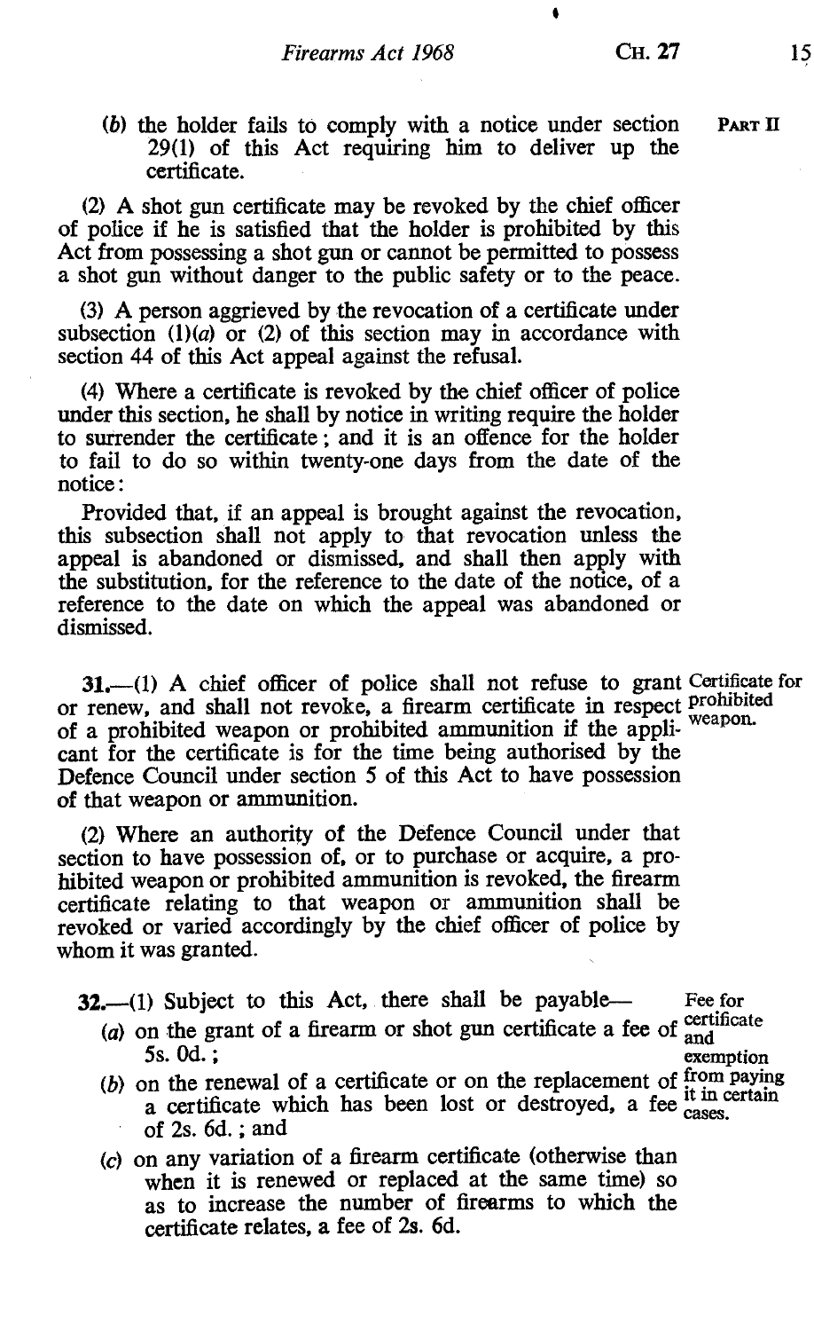(*b*) the holder fails to comply with a notice under section 29(1) of this Act requiring him to deliver up the certificate.

(2) A shot gun certificate may be revoked by the chief officer of police if he is satisfied that the holder is prohibited by this Act from possessing a shot gun or cannot be permitted to possess a shot gun without danger to the public safety or to the peace.

(3) A person aggrieved by the revocation of a certificate under subsection (1)(*a*) or (2) of this section may in accordance with section 44 of this Act appeal against the refusal.

(4) Where a certificate is revoked by the chief officer of police under this section, he shall by notice in writing require the holder to surrender the certificate; and it is an offence for the holder to fail to do so within twenty-one days from the date of the notice:

Provided that, if an appeal is brought against the revocation, this subsection shall not apply to that revocation unless the appeal is abandoned or dismissed, and shall then apply with the substitution, for the reference to the date of the notice, of a reference to the date on which the appeal was abandoned or dismissed.

Certificate for prohibited weapon.

**31.**—(1) A chief officer of police shall not refuse to grant or renew, and shall not revoke, a firearm certificate in respect of a prohibited weapon or prohibited ammunition if the applicant for the certificate is for the time being authorised by the Defence Council under section 5 of this Act to have possession of that weapon or ammunition.

(2) Where an authority of the Defence Council under that section to have possession of, or to purchase or acquire, a prohibited weapon or prohibited ammunition is revoked, the firearm certificate relating to that weapon or ammunition shall be revoked or varied accordingly by the chief officer of police by whom it was granted.

Fee for certificate and exemption from paying it in certain cases.

**32.**—(1) Subject to this Act, there shall be payable—

(*a*) on the grant of a firearm or shot gun certificate a fee of 5s. 0d.;

(*b*) on the renewal of a certificate or on the replacement of a certificate which has been lost or destroyed, a fee of 2s. 6d.; and

(*c*) on any variation of a firearm certificate (otherwise than when it is renewed or replaced at the same time) so as to increase the number of firearms to which the certificate relates, a fee of 2s. 6d.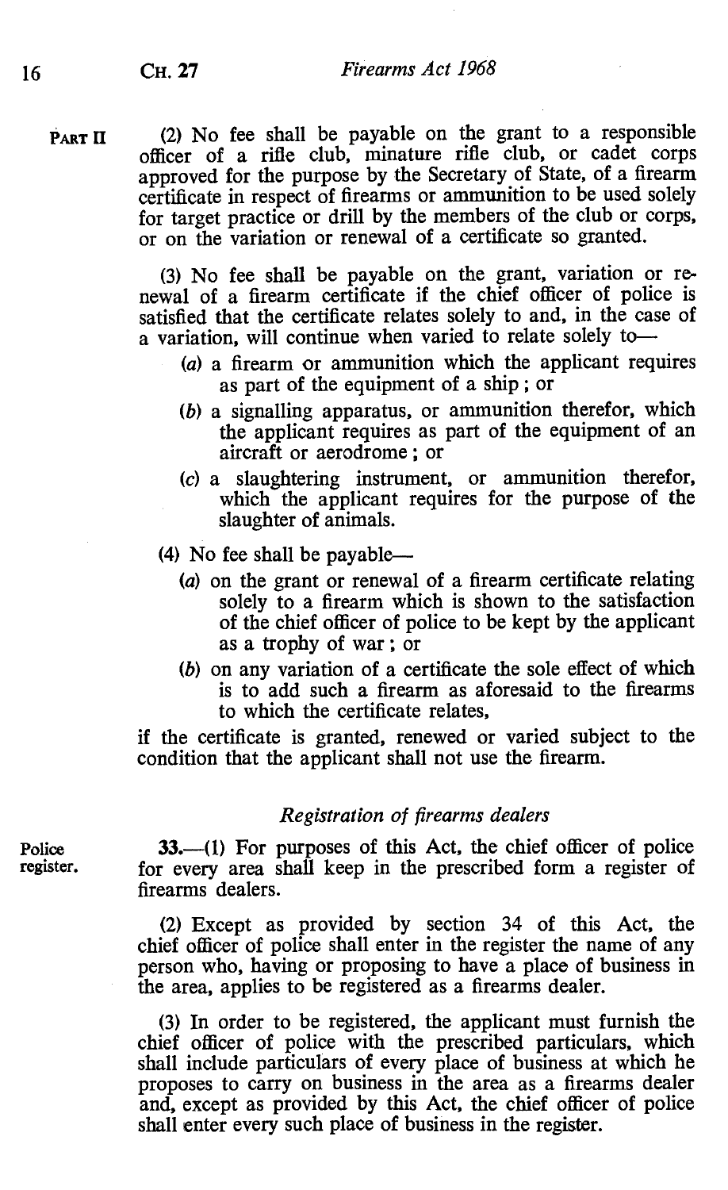(2) No fee shall be payable on the grant to a responsible officer of a rifle club, minature rifle club, or cadet corps approved for the purpose by the Secretary of State, of a firearm certificate in respect of firearms or ammunition to be used solely for target practice or drill by the members of the club or corps, or on the variation or renewal of a certificate so granted.

(3) No fee shall be payable on the grant, variation or renewal of a firearm certificate if the chief officer of police is satisfied that the certificate relates solely to and, in the case of a variation, will continue when varied to relate solely to—

- (*a*) a firearm or ammunition which the applicant requires as part of the equipment of a ship; or
- (*b*) a signalling apparatus, or ammunition therefor, which the applicant requires as part of the equipment of an aircraft or aerodrome; or
- (*c*) a slaughtering instrument, or ammunition therefor, which the applicant requires for the purpose of the slaughter of animals.

(4) No fee shall be payable—

- (*a*) on the grant or renewal of a firearm certificate relating solely to a firearm which is shown to the satisfaction of the chief officer of police to be kept by the applicant as a trophy of war; or
- (*b*) on any variation of a certificate the sole effect of which is to add such a firearm as aforesaid to the firearms to which the certificate relates,

if the certificate is granted, renewed or varied subject to the condition that the applicant shall not use the firearm.

### *Registration of firearms dealers*

Police register.

**33.**—(1) For purposes of this Act, the chief officer of police for every area shall keep in the prescribed form a register of firearms dealers.

(2) Except as provided by section 34 of this Act, the chief officer of police shall enter in the register the name of any person who, having or proposing to have a place of business in the area, applies to be registered as a firearms dealer.

(3) In order to be registered, the applicant must furnish the chief officer of police with the prescribed particulars, which shall include particulars of every place of business at which he proposes to carry on business in the area as a firearms dealer and, except as provided by this Act, the chief officer of police shall enter every such place of business in the register.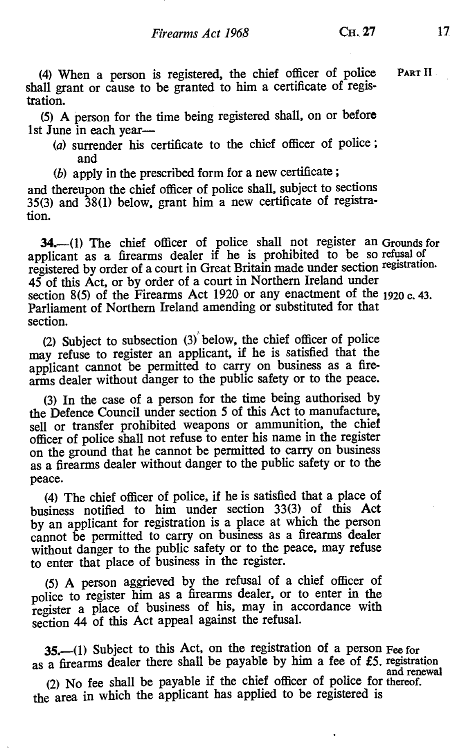(4) When a person is registered, the chief officer of police shall grant or cause to be granted to him a certificate of registration.

(5) A person for the time being registered shall, on or before 1st June in each year—

(a) surrender his certificate to the chief officer of police; and

(b) apply in the prescribed form for a new certificate;

and thereupon the chief officer of police shall, subject to sections 35(3) and 38(1) below, grant him a new certificate of registration.

**Grounds for refusal of registration.**

**34.**—(1) The chief officer of police shall not register an applicant as a firearms dealer if he is prohibited to be so registered by order of a court in Great Britain made under section 45 of this Act, or by order of a court in Northern Ireland under section 8(5) of the Firearms Act 1920 or any enactment of the Parliament of Northern Ireland amending or substituted for that section. (1920 c. 43.)

(2) Subject to subsection (3) below, the chief officer of police may refuse to register an applicant, if he is satisfied that the applicant cannot be permitted to carry on business as a firearms dealer without danger to the public safety or to the peace.

(3) In the case of a person for the time being authorised by the Defence Council under section 5 of this Act to manufacture, sell or transfer prohibited weapons or ammunition, the chief officer of police shall not refuse to enter his name in the register on the ground that he cannot be permitted to carry on business as a firearms dealer without danger to the public safety or to the peace.

(4) The chief officer of police, if he is satisfied that a place of business notified to him under section 33(3) of this Act by an applicant for registration is a place at which the person cannot be permitted to carry on business as a firearms dealer without danger to the public safety or to the peace, may refuse to enter that place of business in the register.

(5) A person aggrieved by the refusal of a chief officer of police to register him as a firearms dealer, or to enter in the register a place of business of his, may in accordance with section 44 of this Act appeal against the refusal.

**Fee for registration and renewal thereof.**

**35.**—(1) Subject to this Act, on the registration of a person as a firearms dealer there shall be payable by him a fee of £5.

(2) No fee shall be payable if the chief officer of police for the area in which the applicant has applied to be registered is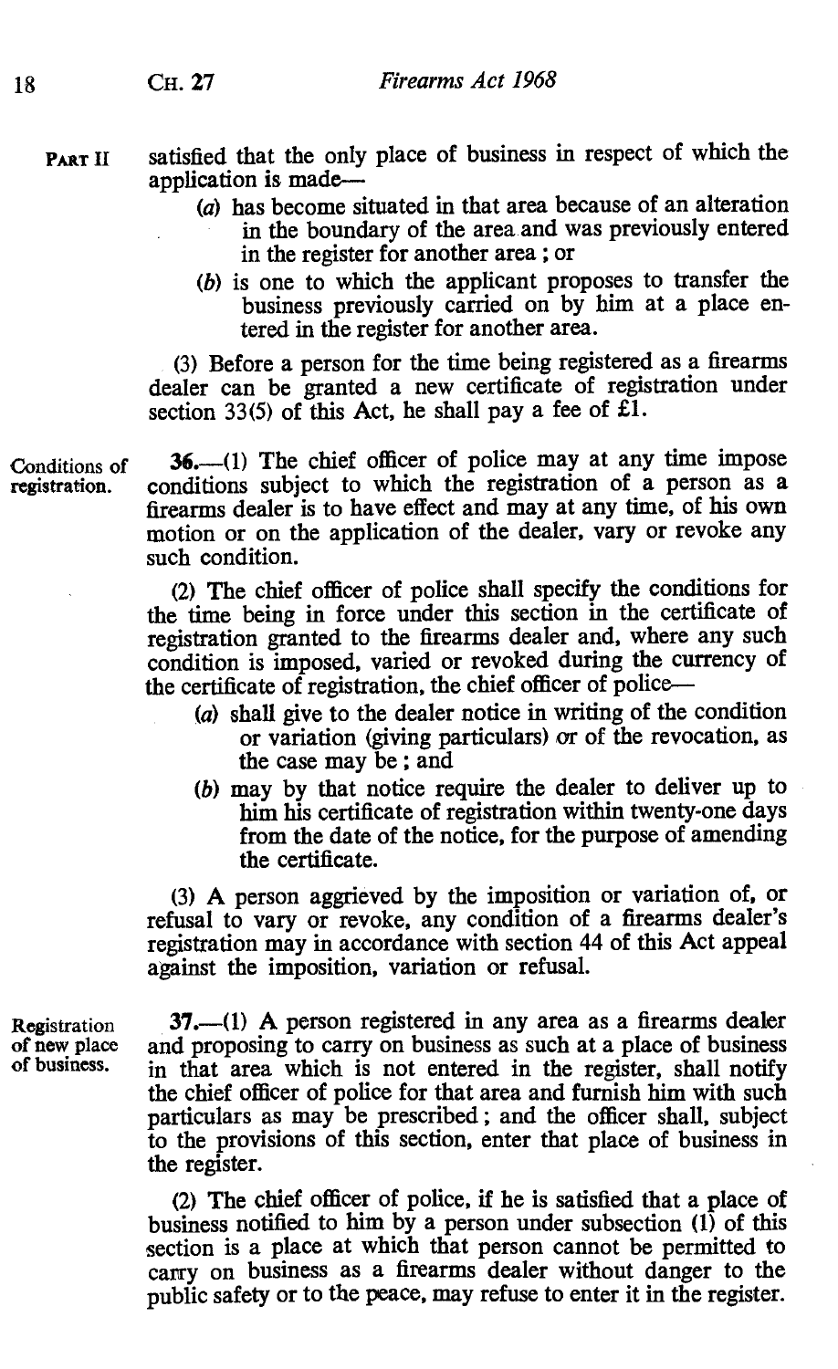satisfied that the only place of business in respect of which the application is made—

(a) has become situated in that area because of an alteration in the boundary of the area and was previously entered in the register for another area; or

(b) is one to which the applicant proposes to transfer the business previously carried on by him at a place entered in the register for another area.

(3) Before a person for the time being registered as a firearms dealer can be granted a new certificate of registration under section 33(5) of this Act, he shall pay a fee of £1.

**Conditions of registration.**

**36.**—(1) The chief officer of police may at any time impose conditions subject to which the registration of a person as a firearms dealer is to have effect and may at any time, of his own motion or on the application of the dealer, vary or revoke any such condition.

(2) The chief officer of police shall specify the conditions for the time being in force under this section in the certificate of registration granted to the firearms dealer and, where any such condition is imposed, varied or revoked during the currency of the certificate of registration, the chief officer of police—

(a) shall give to the dealer notice in writing of the condition or variation (giving particulars) or of the revocation, as the case may be; and

(b) may by that notice require the dealer to deliver up to him his certificate of registration within twenty-one days from the date of the notice, for the purpose of amending the certificate.

(3) A person aggrieved by the imposition or variation of, or refusal to vary or revoke, any condition of a firearms dealer's registration may in accordance with section 44 of this Act appeal against the imposition, variation or refusal.

**Registration of new place of business.**

**37.**—(1) A person registered in any area as a firearms dealer and proposing to carry on business as such at a place of business in that area which is not entered in the register, shall notify the chief officer of police for that area and furnish him with such particulars as may be prescribed; and the officer shall, subject to the provisions of this section, enter that place of business in the register.

(2) The chief officer of police, if he is satisfied that a place of business notified to him by a person under subsection (1) of this section is a place at which that person cannot be permitted to carry on business as a firearms dealer without danger to the public safety or to the peace, may refuse to enter it in the register.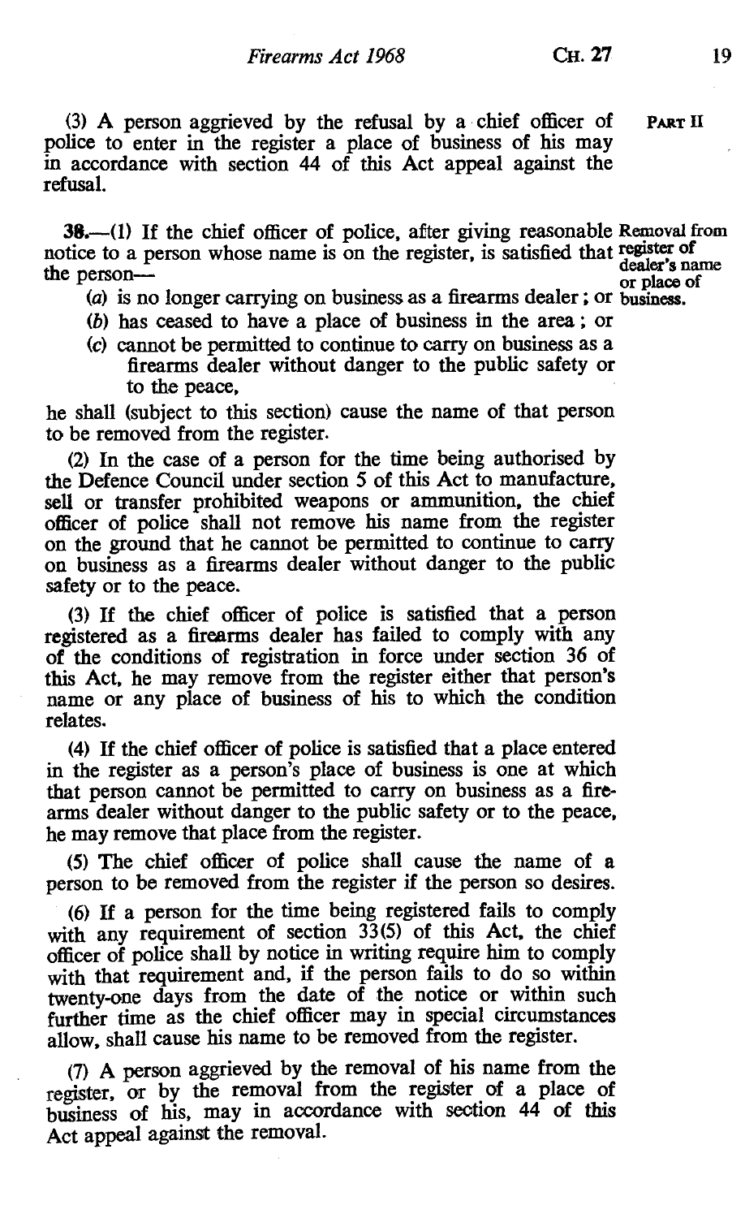(3) A person aggrieved by the refusal by a chief officer of police to enter in the register a place of business of his may in accordance with section 44 of this Act appeal against the refusal.

**Removal from register of dealer's name or place of business.**

**38.**—(1) If the chief officer of police, after giving reasonable notice to a person whose name is on the register, is satisfied that the person—

(a) is no longer carrying on business as a firearms dealer; or

(b) has ceased to have a place of business in the area; or

(c) cannot be permitted to continue to carry on business as a firearms dealer without danger to the public safety or to the peace,

he shall (subject to this section) cause the name of that person to be removed from the register.

(2) In the case of a person for the time being authorised by the Defence Council under section 5 of this Act to manufacture, sell or transfer prohibited weapons or ammunition, the chief officer of police shall not remove his name from the register on the ground that he cannot be permitted to continue to carry on business as a firearms dealer without danger to the public safety or to the peace.

(3) If the chief officer of police is satisfied that a person registered as a firearms dealer has failed to comply with any of the conditions of registration in force under section 36 of this Act, he may remove from the register either that person's name or any place of business of his to which the condition relates.

(4) If the chief officer of police is satisfied that a place entered in the register as a person's place of business is one at which that person cannot be permitted to carry on business as a firearms dealer without danger to the public safety or to the peace, he may remove that place from the register.

(5) The chief officer of police shall cause the name of a person to be removed from the register if the person so desires.

(6) If a person for the time being registered fails to comply with any requirement of section 33(5) of this Act, the chief officer of police shall by notice in writing require him to comply with that requirement and, if the person fails to do so within twenty-one days from the date of the notice or within such further time as the chief officer may in special circumstances allow, shall cause his name to be removed from the register.

(7) A person aggrieved by the removal of his name from the register, or by the removal from the register of a place of business of his, may in accordance with section 44 of this Act appeal against the removal.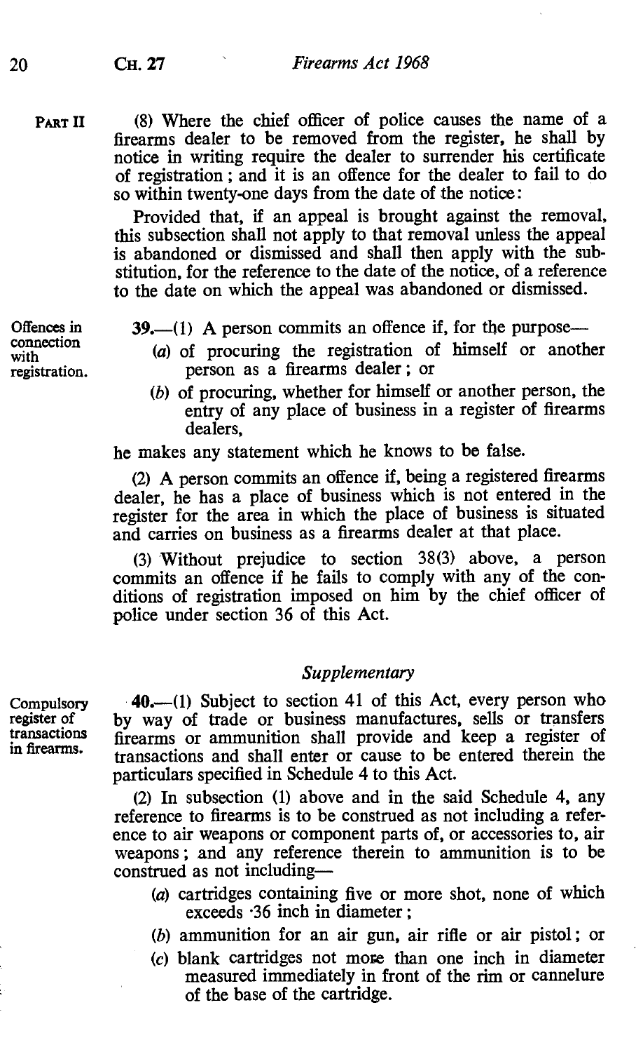PART II

(8) Where the chief officer of police causes the name of a firearms dealer to be removed from the register, he shall by notice in writing require the dealer to surrender his certificate of registration; and it is an offence for the dealer to fail to do so within twenty-one days from the date of the notice:

Provided that, if an appeal is brought against the removal, this subsection shall not apply to that removal unless the appeal is abandoned or dismissed and shall then apply with the substitution, for the reference to the date of the notice, of a reference to the date on which the appeal was abandoned or dismissed.

Offences in connection with registration.

**39.**—(1) A person commits an offence if, for the purpose—

- (*a*) of procuring the registration of himself or another person as a firearms dealer; or
- (*b*) of procuring, whether for himself or another person, the entry of any place of business in a register of firearms dealers,

he makes any statement which he knows to be false.

(2) A person commits an offence if, being a registered firearms dealer, he has a place of business which is not entered in the register for the area in which the place of business is situated and carries on business as a firearms dealer at that place.

(3) Without prejudice to section 38(3) above, a person commits an offence if he fails to comply with any of the conditions of registration imposed on him by the chief officer of police under section 36 of this Act.

### *Supplementary*

Compulsory register of transactions in firearms.

**40.**—(1) Subject to section 41 of this Act, every person who by way of trade or business manufactures, sells or transfers firearms or ammunition shall provide and keep a register of transactions and shall enter or cause to be entered therein the particulars specified in Schedule 4 to this Act.

(2) In subsection (1) above and in the said Schedule 4, any reference to firearms is to be construed as not including a reference to air weapons or component parts of, or accessories to, air weapons; and any reference therein to ammunition is to be construed as not including—

- (*a*) cartridges containing five or more shot, none of which exceeds ·36 inch in diameter;
- (*b*) ammunition for an air gun, air rifle or air pistol; or
- (*c*) blank cartridges not more than one inch in diameter measured immediately in front of the rim or cannelure of the base of the cartridge.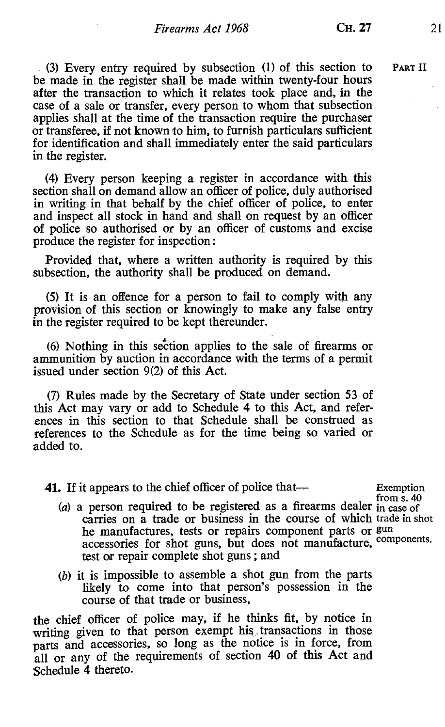(3) Every entry required by subsection (1) of this section to be made in the register shall be made within twenty-four hours after the transaction to which it relates took place and, in the case of a sale or transfer, every person to whom that subsection applies shall at the time of the transaction require the purchaser or transferee, if not known to him, to furnish particulars sufficient for identification and shall immediately enter the said particulars in the register.

(4) Every person keeping a register in accordance with this section shall on demand allow an officer of police, duly authorised in writing in that behalf by the chief officer of police, to enter and inspect all stock in hand and shall on request by an officer of police so authorised or by an officer of customs and excise produce the register for inspection:

Provided that, where a written authority is required by this subsection, the authority shall be produced on demand.

(5) It is an offence for a person to fail to comply with any provision of this section or knowingly to make any false entry in the register required to be kept thereunder.

(6) Nothing in this section applies to the sale of firearms or ammunition by auction in accordance with the terms of a permit issued under section 9(2) of this Act.

(7) Rules made by the Secretary of State under section 53 of this Act may vary or add to Schedule 4 to this Act, and references in this section to that Schedule shall be construed as references to the Schedule as for the time being so varied or added to.

*Exemption from s. 40 in case of trade in shot gun components.*

**41.** If it appears to the chief officer of police that—

(*a*) a person required to be registered as a firearms dealer carries on a trade or business in the course of which he manufactures, tests or repairs component parts or accessories for shot guns, but does not manufacture, test or repair complete shot guns; and

(*b*) it is impossible to assemble a shot gun from the parts likely to come into that person's possession in the course of that trade or business,

the chief officer of police may, if he thinks fit, by notice in writing given to that person exempt his transactions in those parts and accessories, so long as the notice is in force, from all or any of the requirements of section 40 of this Act and Schedule 4 thereto.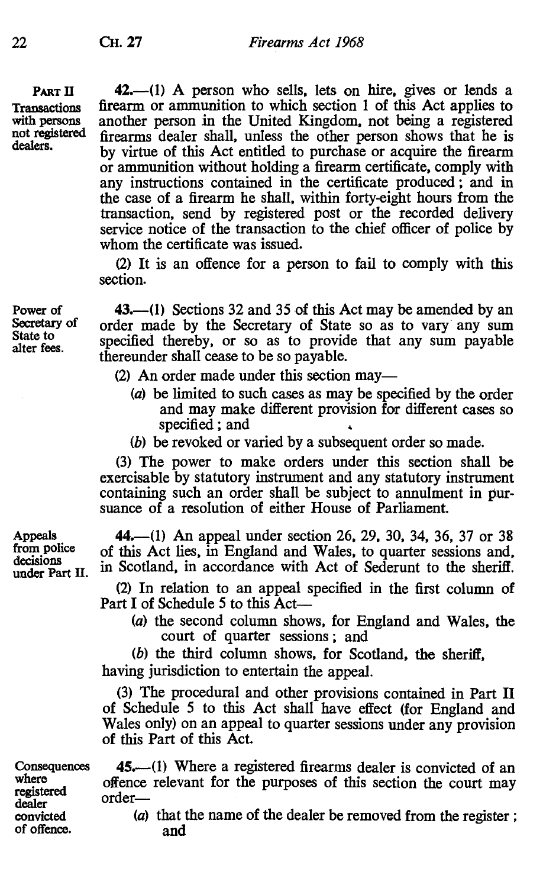PART II

**Transactions with persons not registered dealers.**

**42.**—(1) A person who sells, lets on hire, gives or lends a firearm or ammunition to which section 1 of this Act applies to another person in the United Kingdom, not being a registered firearms dealer shall, unless the other person shows that he is by virtue of this Act entitled to purchase or acquire the firearm or ammunition without holding a firearm certificate, comply with any instructions contained in the certificate produced; and in the case of a firearm he shall, within forty-eight hours from the transaction, send by registered post or the recorded delivery service notice of the transaction to the chief officer of police by whom the certificate was issued.

(2) It is an offence for a person to fail to comply with this section.

**Power of Secretary of State to alter fees.**

**43.**—(1) Sections 32 and 35 of this Act may be amended by an order made by the Secretary of State so as to vary any sum specified thereby, or so as to provide that any sum payable thereunder shall cease to be so payable.

(2) An order made under this section may—

(*a*) be limited to such cases as may be specified by the order and may make different provision for different cases so specified; and

(*b*) be revoked or varied by a subsequent order so made.

(3) The power to make orders under this section shall be exercisable by statutory instrument and any statutory instrument containing such an order shall be subject to annulment in pursuance of a resolution of either House of Parliament.

**Appeals from police decisions under Part II.**

**44.**—(1) An appeal under section 26, 29, 30, 34, 36, 37 or 38 of this Act lies, in England and Wales, to quarter sessions and, in Scotland, in accordance with Act of Sederunt to the sheriff.

(2) In relation to an appeal specified in the first column of Part I of Schedule 5 to this Act—

(*a*) the second column shows, for England and Wales, the court of quarter sessions; and

(*b*) the third column shows, for Scotland, the sheriff,

having jurisdiction to entertain the appeal.

(3) The procedural and other provisions contained in Part II of Schedule 5 to this Act shall have effect (for England and Wales only) on an appeal to quarter sessions under any provision of this Part of this Act.

**Consequences where registered dealer convicted of offence.**

**45.**—(1) Where a registered firearms dealer is convicted of an offence relevant for the purposes of this section the court may order—

(*a*) that the name of the dealer be removed from the register; and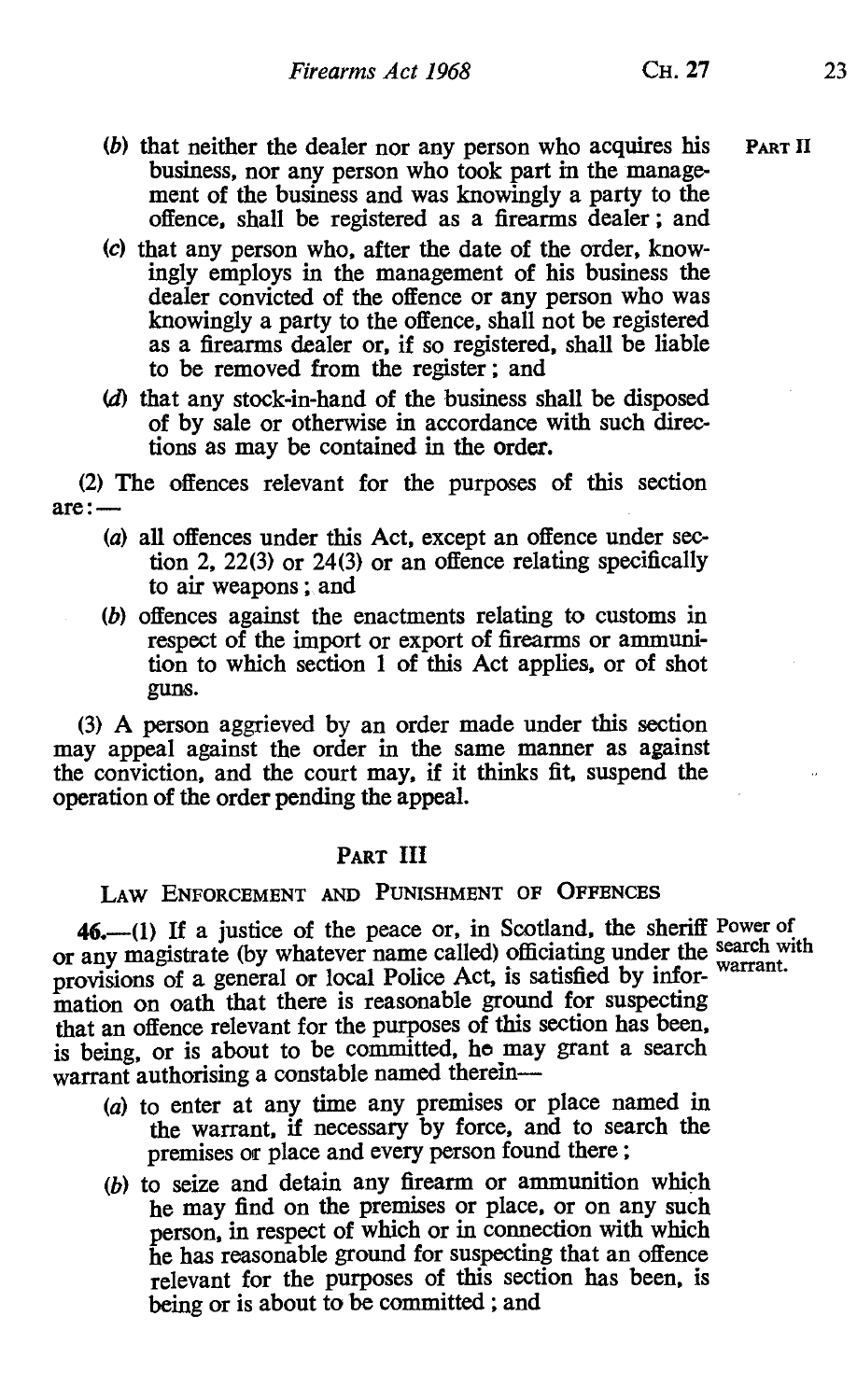(*b*) that neither the dealer nor any person who acquires his business, nor any person who took part in the management of the business and was knowingly a party to the offence, shall be registered as a firearms dealer; and

(*c*) that any person who, after the date of the order, knowingly employs in the management of his business the dealer convicted of the offence or any person who was knowingly a party to the offence, shall not be registered as a firearms dealer or, if so registered, shall be liable to be removed from the register; and

(*d*) that any stock-in-hand of the business shall be disposed of by sale or otherwise in accordance with such directions as may be contained in the order.

(2) The offences relevant for the purposes of this section are:—

(*a*) all offences under this Act, except an offence under section 2, 22(3) or 24(3) or an offence relating specifically to air weapons; and

(*b*) offences against the enactments relating to customs in respect of the import or export of firearms or ammunition to which section 1 of this Act applies, or of shot guns.

(3) A person aggrieved by an order made under this section may appeal against the order in the same manner as against the conviction, and the court may, if it thinks fit, suspend the operation of the order pending the appeal.

## PART III

### LAW ENFORCEMENT AND PUNISHMENT OF OFFENCES

Power of search with warrant.

**46.**—(1) If a justice of the peace or, in Scotland, the sheriff or any magistrate (by whatever name called) officiating under the provisions of a general or local Police Act, is satisfied by information on oath that there is reasonable ground for suspecting that an offence relevant for the purposes of this section has been, is being, or is about to be committed, he may grant a search warrant authorising a constable named therein—

(*a*) to enter at any time any premises or place named in the warrant, if necessary by force, and to search the premises or place and every person found there;

(*b*) to seize and detain any firearm or ammunition which he may find on the premises or place, or on any such person, in respect of which or in connection with which he has reasonable ground for suspecting that an offence relevant for the purposes of this section has been, is being or is about to be committed; and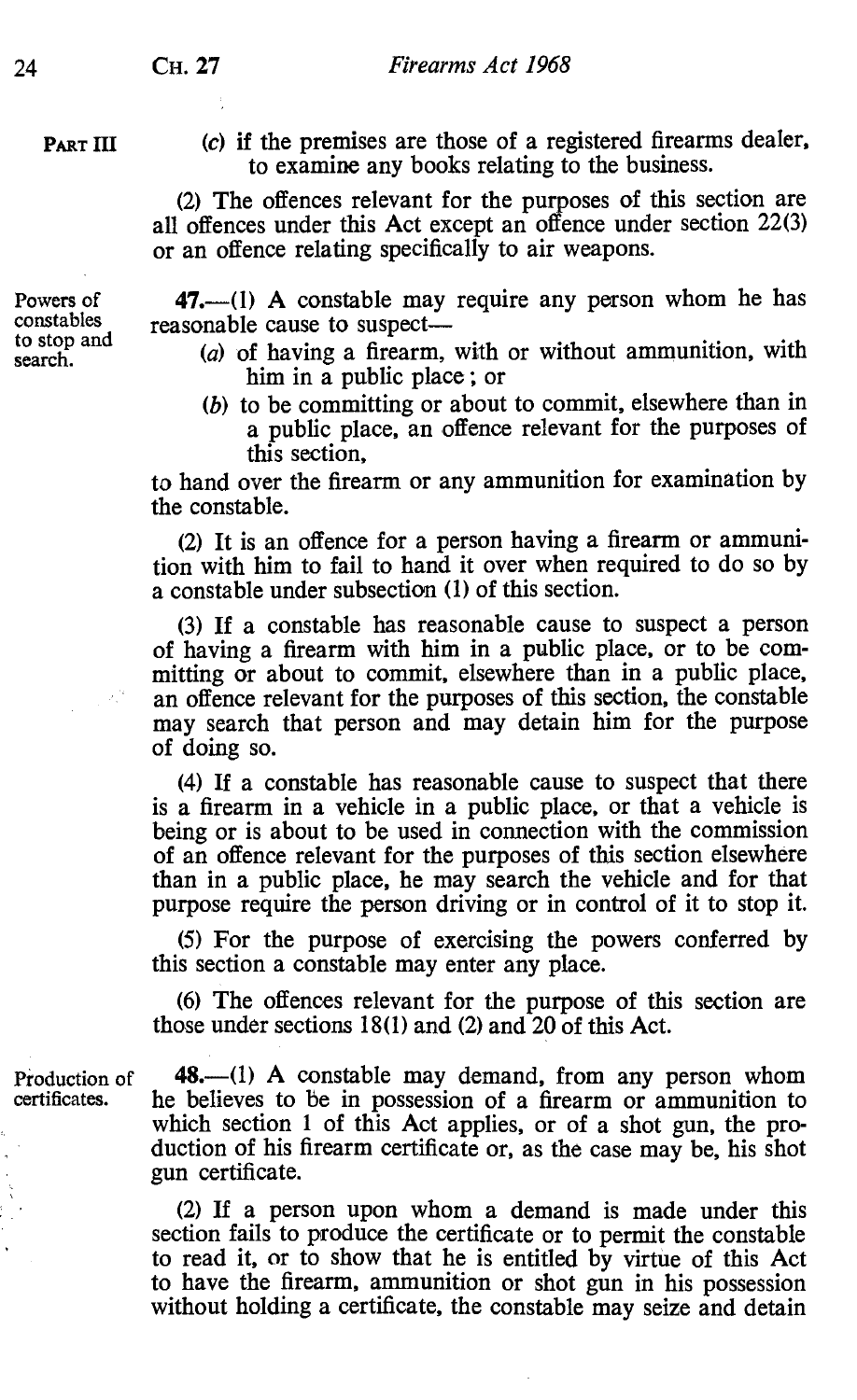PART III

(c) if the premises are those of a registered firearms dealer, to examine any books relating to the business.

(2) The offences relevant for the purposes of this section are all offences under this Act except an offence under section 22(3) or an offence relating specifically to air weapons.

Powers of constables to stop and search.

**47.**—(1) A constable may require any person whom he has reasonable cause to suspect—

(a) of having a firearm, with or without ammunition, with him in a public place; or

(b) to be committing or about to commit, elsewhere than in a public place, an offence relevant for the purposes of this section,

to hand over the firearm or any ammunition for examination by the constable.

(2) It is an offence for a person having a firearm or ammunition with him to fail to hand it over when required to do so by a constable under subsection (1) of this section.

(3) If a constable has reasonable cause to suspect a person of having a firearm with him in a public place, or to be committing or about to commit, elsewhere than in a public place, an offence relevant for the purposes of this section, the constable may search that person and may detain him for the purpose of doing so.

(4) If a constable has reasonable cause to suspect that there is a firearm in a vehicle in a public place, or that a vehicle is being or is about to be used in connection with the commission of an offence relevant for the purposes of this section elsewhere than in a public place, he may search the vehicle and for that purpose require the person driving or in control of it to stop it.

(5) For the purpose of exercising the powers conferred by this section a constable may enter any place.

(6) The offences relevant for the purpose of this section are those under sections 18(1) and (2) and 20 of this Act.

Production of certificates.

**48.**—(1) A constable may demand, from any person whom he believes to be in possession of a firearm or ammunition to which section 1 of this Act applies, or of a shot gun, the production of his firearm certificate or, as the case may be, his shot gun certificate.

(2) If a person upon whom a demand is made under this section fails to produce the certificate or to permit the constable to read it, or to show that he is entitled by virtue of this Act to have the firearm, ammunition or shot gun in his possession without holding a certificate, the constable may seize and detain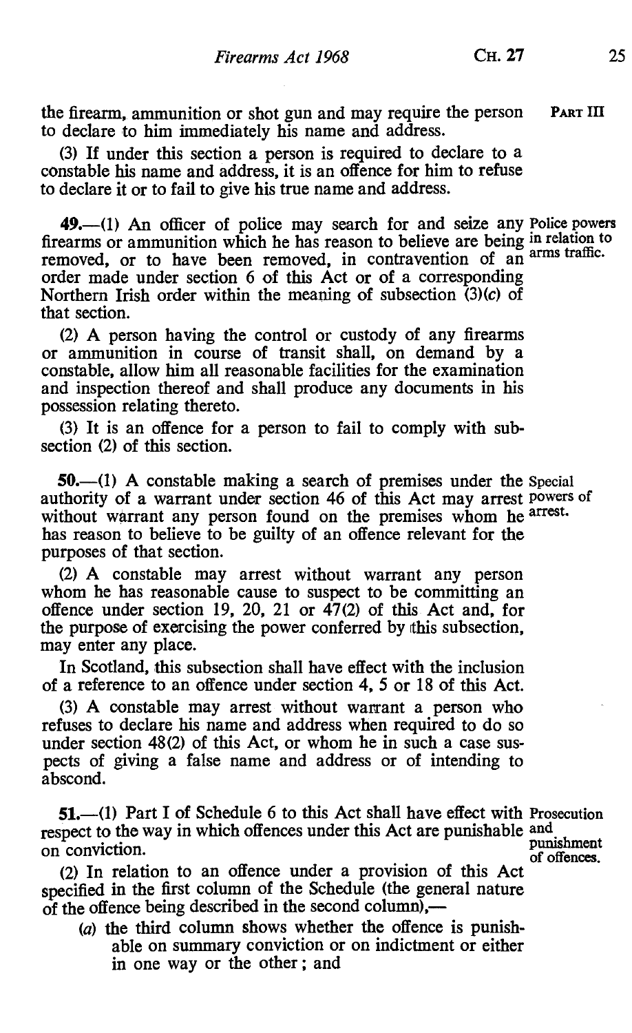the firearm, ammunition or shot gun and may require the person to declare to him immediately his name and address.

(3) If under this section a person is required to declare to a constable his name and address, it is an offence for him to refuse to declare it or to fail to give his true name and address.

**49.**—(1) An officer of police may search for and seize any firearms or ammunition which he has reason to believe are being removed, or to have been removed, in contravention of an order made under section 6 of this Act or of a corresponding Northern Irish order within the meaning of subsection (3)(*c*) of that section.

*Police powers in relation to arms traffic.*

(2) A person having the control or custody of any firearms or ammunition in course of transit shall, on demand by a constable, allow him all reasonable facilities for the examination and inspection thereof and shall produce any documents in his possession relating thereto.

(3) It is an offence for a person to fail to comply with subsection (2) of this section.

**50.**—(1) A constable making a search of premises under the authority of a warrant under section 46 of this Act may arrest without warrant any person found on the premises whom he has reason to believe to be guilty of an offence relevant for the purposes of that section.

*Special powers of arrest.*

(2) A constable may arrest without warrant any person whom he has reasonable cause to suspect to be committing an offence under section 19, 20, 21 or 47(2) of this Act and, for the purpose of exercising the power conferred by this subsection, may enter any place.

In Scotland, this subsection shall have effect with the inclusion of a reference to an offence under section 4, 5 or 18 of this Act.

(3) A constable may arrest without warrant a person who refuses to declare his name and address when required to do so under section 48(2) of this Act, or whom he in such a case suspects of giving a false name and address or of intending to abscond.

**51.**—(1) Part I of Schedule 6 to this Act shall have effect with respect to the way in which offences under this Act are punishable on conviction.

*Prosecution and punishment of offences.*

(2) In relation to an offence under a provision of this Act specified in the first column of the Schedule (the general nature of the offence being described in the second column),—

(*a*) the third column shows whether the offence is punishable on summary conviction or on indictment or either in one way or the other; and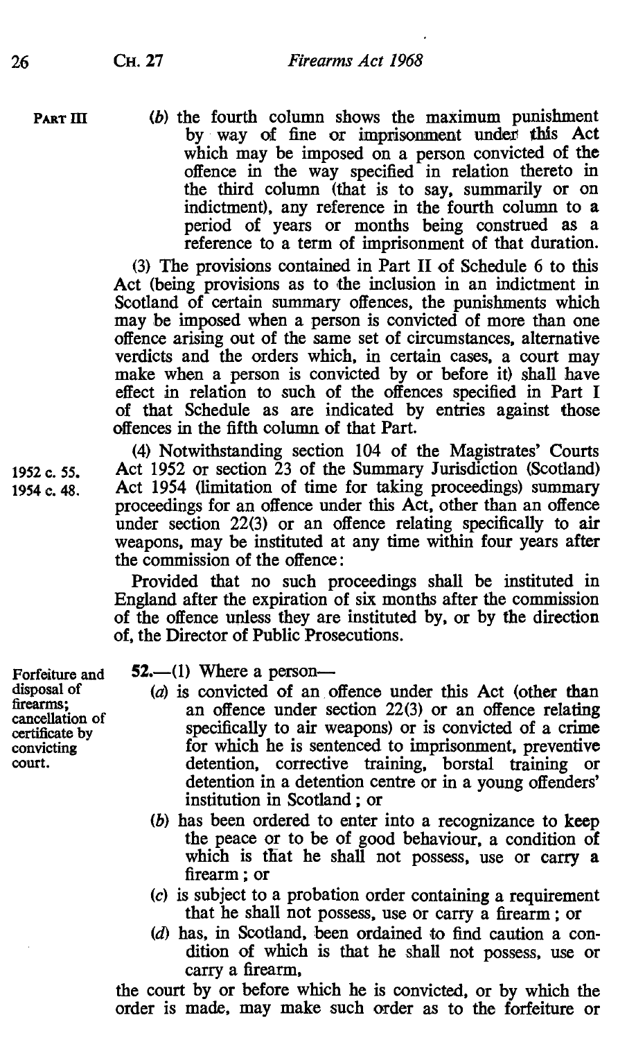(b) the fourth column shows the maximum punishment by way of fine or imprisonment under this Act which may be imposed on a person convicted of the offence in the way specified in relation thereto in the third column (that is to say, summarily or on indictment), any reference in the fourth column to a period of years or months being construed as a reference to a term of imprisonment of that duration.

(3) The provisions contained in Part II of Schedule 6 to this Act (being provisions as to the inclusion in an indictment in Scotland of certain summary offences, the punishments which may be imposed when a person is convicted of more than one offence arising out of the same set of circumstances, alternative verdicts and the orders which, in certain cases, a court may make when a person is convicted by or before it) shall have effect in relation to such of the offences specified in Part I of that Schedule as are indicated by entries against those offences in the fifth column of that Part.

1952 c. 55.
1954 c. 48.

(4) Notwithstanding section 104 of the Magistrates' Courts Act 1952 or section 23 of the Summary Jurisdiction (Scotland) Act 1954 (limitation of time for taking proceedings) summary proceedings for an offence under this Act, other than an offence under section 22(3) or an offence relating specifically to air weapons, may be instituted at any time within four years after the commission of the offence:

Provided that no such proceedings shall be instituted in England after the expiration of six months after the commission of the offence unless they are instituted by, or by the direction of, the Director of Public Prosecutions.

Forfeiture and disposal of firearms; cancellation of certificate by convicting court.

**52.**—(1) Where a person—

(a) is convicted of an offence under this Act (other than an offence under section 22(3) or an offence relating specifically to air weapons) or is convicted of a crime for which he is sentenced to imprisonment, preventive detention, corrective training, borstal training or detention in a detention centre or in a young offenders' institution in Scotland; or

(b) has been ordered to enter into a recognizance to keep the peace or to be of good behaviour, a condition of which is that he shall not possess, use or carry a firearm; or

(c) is subject to a probation order containing a requirement that he shall not possess, use or carry a firearm; or

(d) has, in Scotland, been ordained to find caution a condition of which is that he shall not possess, use or carry a firearm,

the court by or before which he is convicted, or by which the order is made, may make such order as to the forfeiture or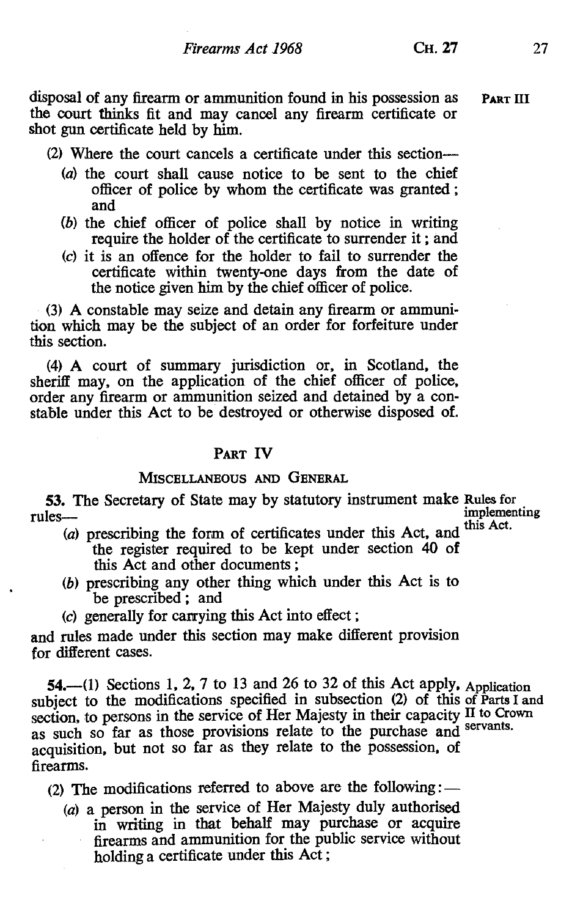disposal of any firearm or ammunition found in his possession as the court thinks fit and may cancel any firearm certificate or shot gun certificate held by him.

(2) Where the court cancels a certificate under this section—

(a) the court shall cause notice to be sent to the chief officer of police by whom the certificate was granted; and

(b) the chief officer of police shall by notice in writing require the holder of the certificate to surrender it; and

(c) it is an offence for the holder to fail to surrender the certificate within twenty-one days from the date of the notice given him by the chief officer of police.

(3) A constable may seize and detain any firearm or ammunition which may be the subject of an order for forfeiture under this section.

(4) A court of summary jurisdiction or, in Scotland, the sheriff may, on the application of the chief officer of police, order any firearm or ammunition seized and detained by a constable under this Act to be destroyed or otherwise disposed of.

## PART IV

### MISCELLANEOUS AND GENERAL

*Rules for implementing this Act.*

**53.** The Secretary of State may by statutory instrument make rules—

(a) prescribing the form of certificates under this Act, and the register required to be kept under section 40 of this Act and other documents;

(b) prescribing any other thing which under this Act is to be prescribed; and

(c) generally for carrying this Act into effect;

and rules made under this section may make different provision for different cases.

*Application of Parts I and II to Crown servants.*

**54.**—(1) Sections 1, 2, 7 to 13 and 26 to 32 of this Act apply, subject to the modifications specified in subsection (2) of this section, to persons in the service of Her Majesty in their capacity as such so far as those provisions relate to the purchase and acquisition, but not so far as they relate to the possession, of firearms.

(2) The modifications referred to above are the following:—

(a) a person in the service of Her Majesty duly authorised in writing in that behalf may purchase or acquire firearms and ammunition for the public service without holding a certificate under this Act;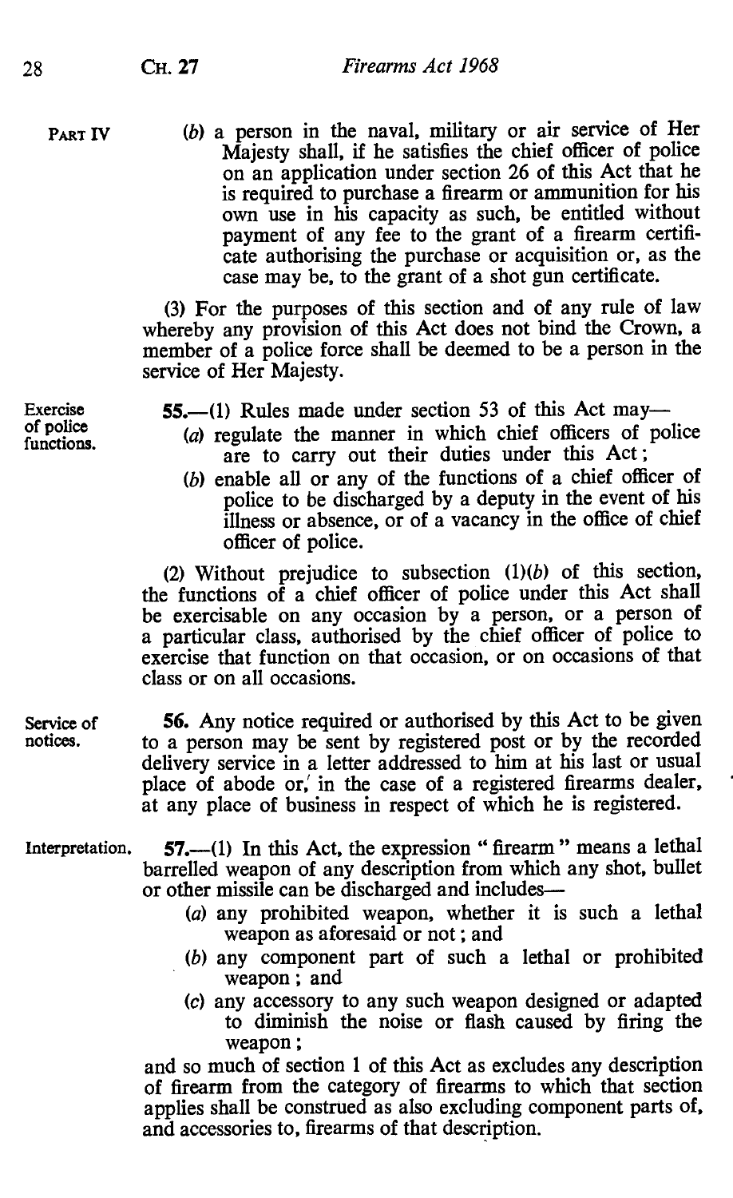PART IV

(b) a person in the naval, military or air service of Her Majesty shall, if he satisfies the chief officer of police on an application under section 26 of this Act that he is required to purchase a firearm or ammunition for his own use in his capacity as such, be entitled without payment of any fee to the grant of a firearm certificate authorising the purchase or acquisition or, as the case may be, to the grant of a shot gun certificate.

(3) For the purposes of this section and of any rule of law whereby any provision of this Act does not bind the Crown, a member of a police force shall be deemed to be a person in the service of Her Majesty.

Exercise of police functions.

**55.**—(1) Rules made under section 53 of this Act may—

(a) regulate the manner in which chief officers of police are to carry out their duties under this Act;

(b) enable all or any of the functions of a chief officer of police to be discharged by a deputy in the event of his illness or absence, or of a vacancy in the office of chief officer of police.

(2) Without prejudice to subsection (1)(b) of this section, the functions of a chief officer of police under this Act shall be exercisable on any occasion by a person, or a person of a particular class, authorised by the chief officer of police to exercise that function on that occasion, or on occasions of that class or on all occasions.

Service of notices.

**56.** Any notice required or authorised by this Act to be given to a person may be sent by registered post or by the recorded delivery service in a letter addressed to him at his last or usual place of abode or, in the case of a registered firearms dealer, at any place of business in respect of which he is registered.

Interpretation.

**57.**—(1) In this Act, the expression "firearm" means a lethal barrelled weapon of any description from which any shot, bullet or other missile can be discharged and includes—

(a) any prohibited weapon, whether it is such a lethal weapon as aforesaid or not; and

(b) any component part of such a lethal or prohibited weapon; and

(c) any accessory to any such weapon designed or adapted to diminish the noise or flash caused by firing the weapon;

and so much of section 1 of this Act as excludes any description of firearm from the category of firearms to which that section applies shall be construed as also excluding component parts of, and accessories to, firearms of that description.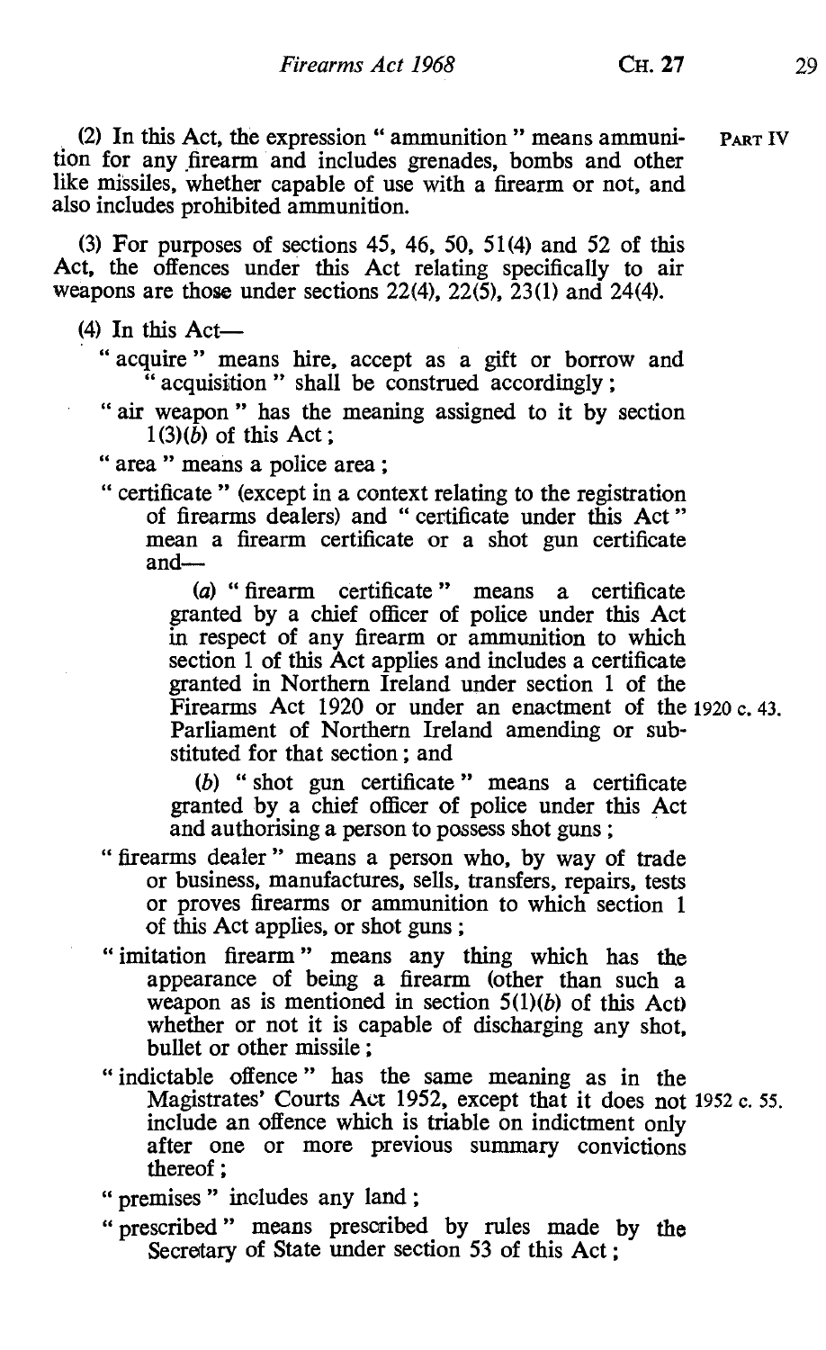(2) In this Act, the expression " ammunition " means ammunition for any firearm and includes grenades, bombs and other like missiles, whether capable of use with a firearm or not, and also includes prohibited ammunition.

PART IV

(3) For purposes of sections 45, 46, 50, 51(4) and 52 of this Act, the offences under this Act relating specifically to air weapons are those under sections 22(4), 22(5), 23(1) and 24(4).

(4) In this Act—

" acquire " means hire, accept as a gift or borrow and " acquisition " shall be construed accordingly;

" air weapon " has the meaning assigned to it by section 1(3)(*b*) of this Act;

" area " means a police area;

" certificate " (except in a context relating to the registration of firearms dealers) and " certificate under this Act " mean a firearm certificate or a shot gun certificate and—

(*a*) " firearm certificate " means a certificate granted by a chief officer of police under this Act in respect of any firearm or ammunition to which section 1 of this Act applies and includes a certificate granted in Northern Ireland under section 1 of the Firearms Act 1920 or under an enactment of the Parliament of Northern Ireland amending or substituted for that section; and

1920 c. 43.

(*b*) " shot gun certificate " means a certificate granted by a chief officer of police under this Act and authorising a person to possess shot guns;

" firearms dealer " means a person who, by way of trade or business, manufactures, sells, transfers, repairs, tests or proves firearms or ammunition to which section 1 of this Act applies, or shot guns;

" imitation firearm " means any thing which has the appearance of being a firearm (other than such a weapon as is mentioned in section 5(1)(*b*) of this Act) whether or not it is capable of discharging any shot, bullet or other missile;

" indictable offence " has the same meaning as in the Magistrates' Courts Act 1952, except that it does not include an offence which is triable on indictment only after one or more previous summary convictions thereof;

1952 c. 55.

" premises " includes any land;

" prescribed " means prescribed by rules made by the Secretary of State under section 53 of this Act;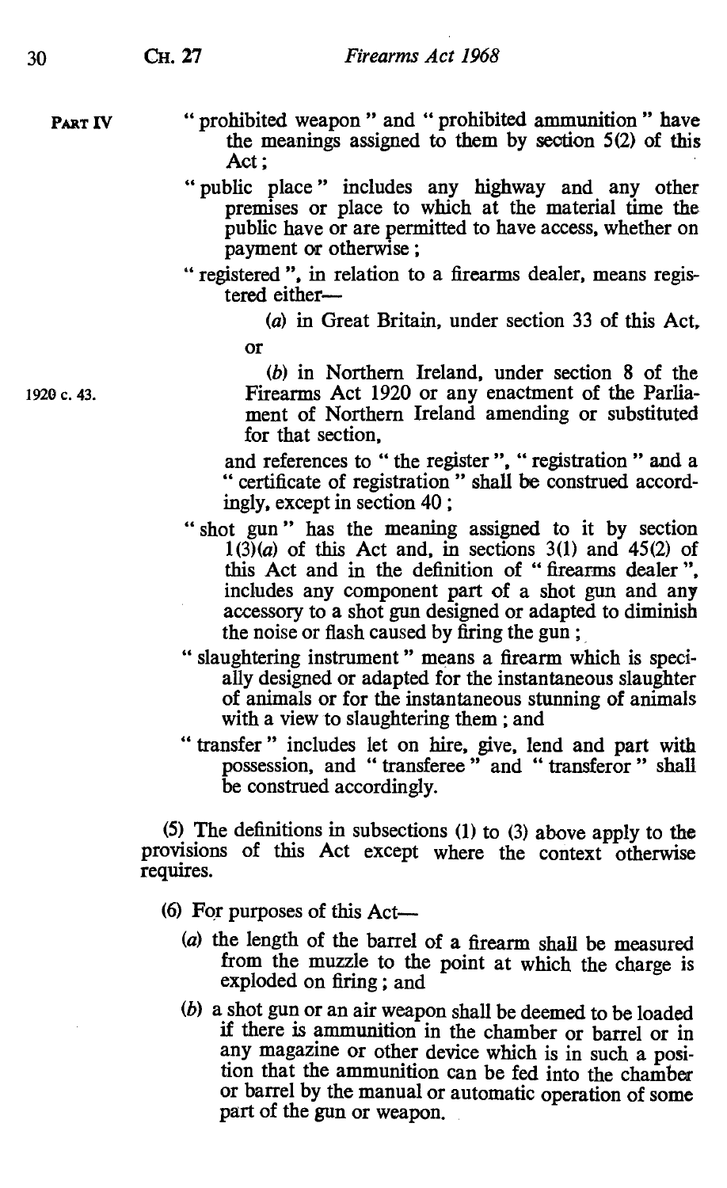PART IV

"prohibited weapon" and "prohibited ammunition" have the meanings assigned to them by section 5(2) of this Act;

"public place" includes any highway and any other premises or place to which at the material time the public have or are permitted to have access, whether on payment or otherwise;

"registered", in relation to a firearms dealer, means registered either—

(a) in Great Britain, under section 33 of this Act, or

(b) in Northern Ireland, under section 8 of the Firearms Act 1920 or any enactment of the Parliament of Northern Ireland amending or substituted for that section,

1920 c. 43.

and references to "the register", "registration" and a "certificate of registration" shall be construed accordingly, except in section 40;

"shot gun" has the meaning assigned to it by section 1(3)(a) of this Act and, in sections 3(1) and 45(2) of this Act and in the definition of "firearms dealer", includes any component part of a shot gun and any accessory to a shot gun designed or adapted to diminish the noise or flash caused by firing the gun;

"slaughtering instrument" means a firearm which is specially designed or adapted for the instantaneous slaughter of animals or for the instantaneous stunning of animals with a view to slaughtering them; and

"transfer" includes let on hire, give, lend and part with possession, and "transferee" and "transferor" shall be construed accordingly.

(5) The definitions in subsections (1) to (3) above apply to the provisions of this Act except where the context otherwise requires.

(6) For purposes of this Act—

(a) the length of the barrel of a firearm shall be measured from the muzzle to the point at which the charge is exploded on firing; and

(b) a shot gun or an air weapon shall be deemed to be loaded if there is ammunition in the chamber or barrel or in any magazine or other device which is in such a position that the ammunition can be fed into the chamber or barrel by the manual or automatic operation of some part of the gun or weapon.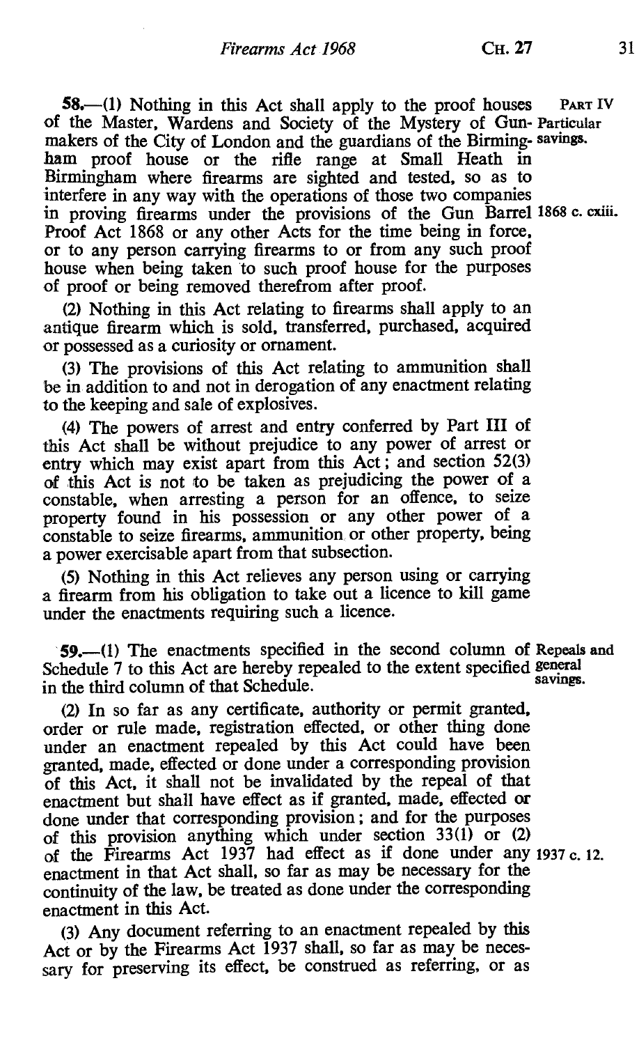PART IV

**58.**—(1) Nothing in this Act shall apply to the proof houses of the Master, Wardens and Society of the Mystery of Gun-makers of the City of London and the guardians of the Birmingham proof house or the rifle range at Small Heath in Birmingham where firearms are sighted and tested, so as to interfere in any way with the operations of those two companies in proving firearms under the provisions of the Gun Barrel Proof Act 1868 or any other Acts for the time being in force, or to any person carrying firearms to or from any such proof house when being taken to such proof house for the purposes of proof or being removed therefrom after proof.

Particular savings.

1868 c. cxiii.

(2) Nothing in this Act relating to firearms shall apply to an antique firearm which is sold, transferred, purchased, acquired or possessed as a curiosity or ornament.

(3) The provisions of this Act relating to ammunition shall be in addition to and not in derogation of any enactment relating to the keeping and sale of explosives.

(4) The powers of arrest and entry conferred by Part III of this Act shall be without prejudice to any power of arrest or entry which may exist apart from this Act; and section 52(3) of this Act is not to be taken as prejudicing the power of a constable, when arresting a person for an offence, to seize property found in his possession or any other power of a constable to seize firearms, ammunition or other property, being a power exercisable apart from that subsection.

(5) Nothing in this Act relieves any person using or carrying a firearm from his obligation to take out a licence to kill game under the enactments requiring such a licence.

**59.**—(1) The enactments specified in the second column of Schedule 7 to this Act are hereby repealed to the extent specified in the third column of that Schedule.

Repeals and general savings.

(2) In so far as any certificate, authority or permit granted, order or rule made, registration effected, or other thing done under an enactment repealed by this Act could have been granted, made, effected or done under a corresponding provision of this Act, it shall not be invalidated by the repeal of that enactment but shall have effect as if granted, made, effected or done under that corresponding provision; and for the purposes of this provision anything which under section 33(1) or (2) of the Firearms Act 1937 had effect as if done under any enactment in that Act shall, so far as may be necessary for the continuity of the law, be treated as done under the corresponding enactment in this Act.

1937 c. 12.

(3) Any document referring to an enactment repealed by this Act or by the Firearms Act 1937 shall, so far as may be necessary for preserving its effect, be construed as referring, or as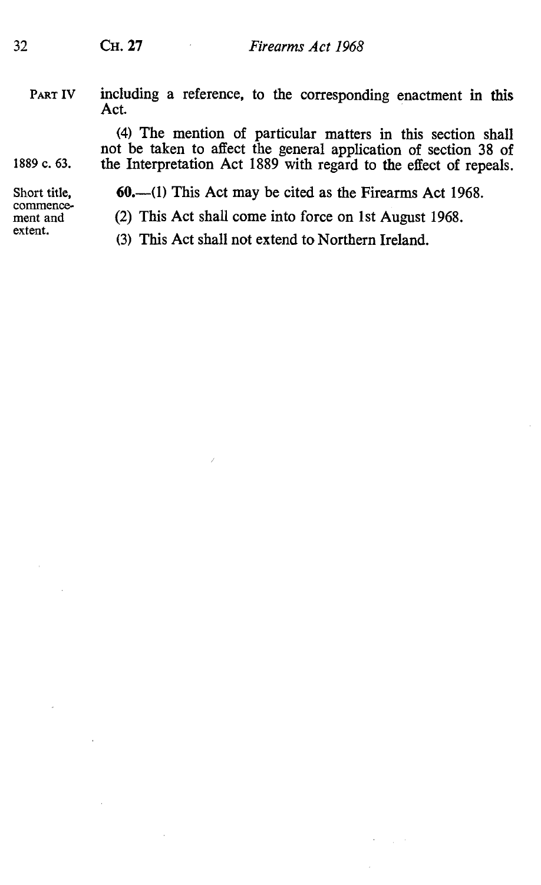including a reference, to the corresponding enactment in this Act.

(4) The mention of particular matters in this section shall not be taken to affect the general application of section 38 of the Interpretation Act 1889 with regard to the effect of repeals.

1889 c. 63.

Short title, commencement and extent.

**60.**—(1) This Act may be cited as the Firearms Act 1968.

(2) This Act shall come into force on 1st August 1968.

(3) This Act shall not extend to Northern Ireland.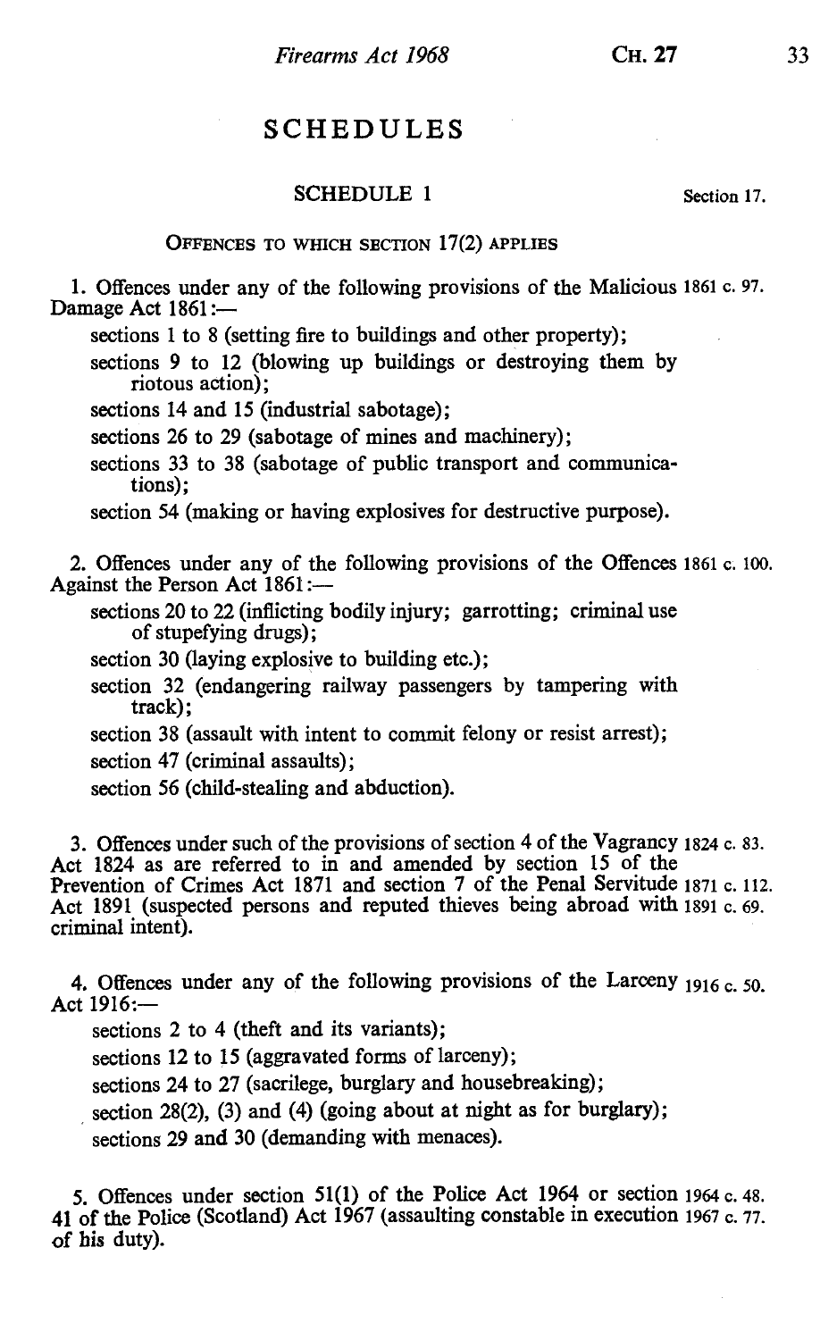# SCHEDULES

## SCHEDULE 1

Section 17.

### OFFENCES TO WHICH SECTION 17(2) APPLIES

1. Offences under any of the following provisions of the Malicious Damage Act 1861:— 1861 c. 97.

   sections 1 to 8 (setting fire to buildings and other property);

   sections 9 to 12 (blowing up buildings or destroying them by riotous action);

   sections 14 and 15 (industrial sabotage);

   sections 26 to 29 (sabotage of mines and machinery);

   sections 33 to 38 (sabotage of public transport and communications);

   section 54 (making or having explosives for destructive purpose).

2. Offences under any of the following provisions of the Offences Against the Person Act 1861:— 1861 c. 100.

   sections 20 to 22 (inflicting bodily injury; garrotting; criminal use of stupefying drugs);

   section 30 (laying explosive to building etc.);

   section 32 (endangering railway passengers by tampering with track);

   section 38 (assault with intent to commit felony or resist arrest);

   section 47 (criminal assaults);

   section 56 (child-stealing and abduction).

3. Offences under such of the provisions of section 4 of the Vagrancy Act 1824 as are referred to in and amended by section 15 of the Prevention of Crimes Act 1871 and section 7 of the Penal Servitude Act 1891 (suspected persons and reputed thieves being abroad with criminal intent). 1824 c. 83. 1871 c. 112. 1891 c. 69.

4. Offences under any of the following provisions of the Larceny Act 1916:— 1916 c. 50.

   sections 2 to 4 (theft and its variants);

   sections 12 to 15 (aggravated forms of larceny);

   sections 24 to 27 (sacrilege, burglary and housebreaking);

   section 28(2), (3) and (4) (going about at night as for burglary);

   sections 29 and 30 (demanding with menaces).

5. Offences under section 51(1) of the Police Act 1964 or section 41 of the Police (Scotland) Act 1967 (assaulting constable in execution of his duty). 1964 c. 48. 1967 c. 77.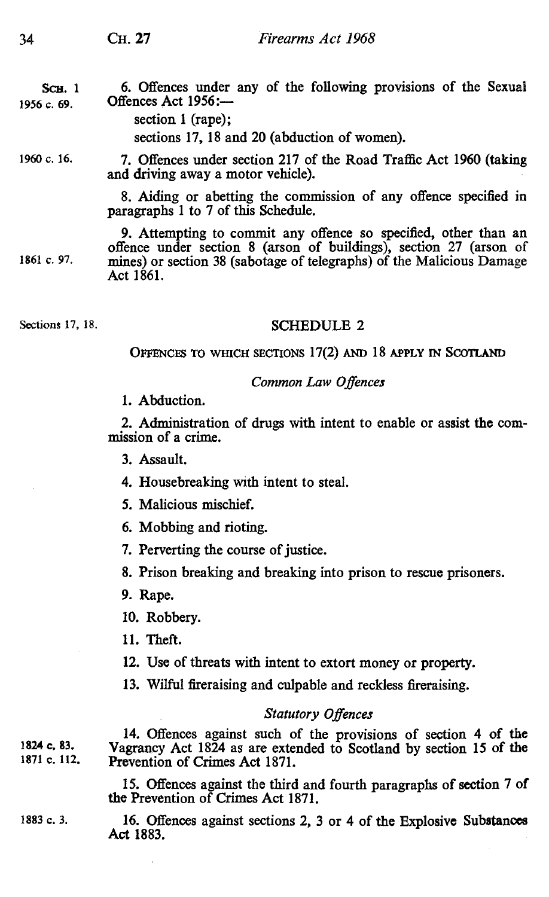Sch. 1

1956 c. 69.

6. Offences under any of the following provisions of the Sexual Offences Act 1956:—

section 1 (rape);

sections 17, 18 and 20 (abduction of women).

1960 c. 16.

7. Offences under section 217 of the Road Traffic Act 1960 (taking and driving away a motor vehicle).

8. Aiding or abetting the commission of any offence specified in paragraphs 1 to 7 of this Schedule.

1861 c. 97.

9. Attempting to commit any offence so specified, other than an offence under section 8 (arson of buildings), section 27 (arson of mines) or section 38 (sabotage of telegraphs) of the Malicious Damage Act 1861.

Sections 17, 18.

## SCHEDULE 2

### Offences to which sections 17(2) and 18 apply in Scotland

#### *Common Law Offences*

1. Abduction.

2. Administration of drugs with intent to enable or assist the commission of a crime.

3. Assault.

4. Housebreaking with intent to steal.

5. Malicious mischief.

6. Mobbing and rioting.

7. Perverting the course of justice.

8. Prison breaking and breaking into prison to rescue prisoners.

9. Rape.

10. Robbery.

11. Theft.

12. Use of threats with intent to extort money or property.

13. Wilful fireraising and culpable and reckless fireraising.

#### *Statutory Offences*

1824 c. 83.
1871 c. 112.

14. Offences against such of the provisions of section 4 of the Vagrancy Act 1824 as are extended to Scotland by section 15 of the Prevention of Crimes Act 1871.

15. Offences against the third and fourth paragraphs of section 7 of the Prevention of Crimes Act 1871.

1883 c. 3.

16. Offences against sections 2, 3 or 4 of the Explosive Substances Act 1883.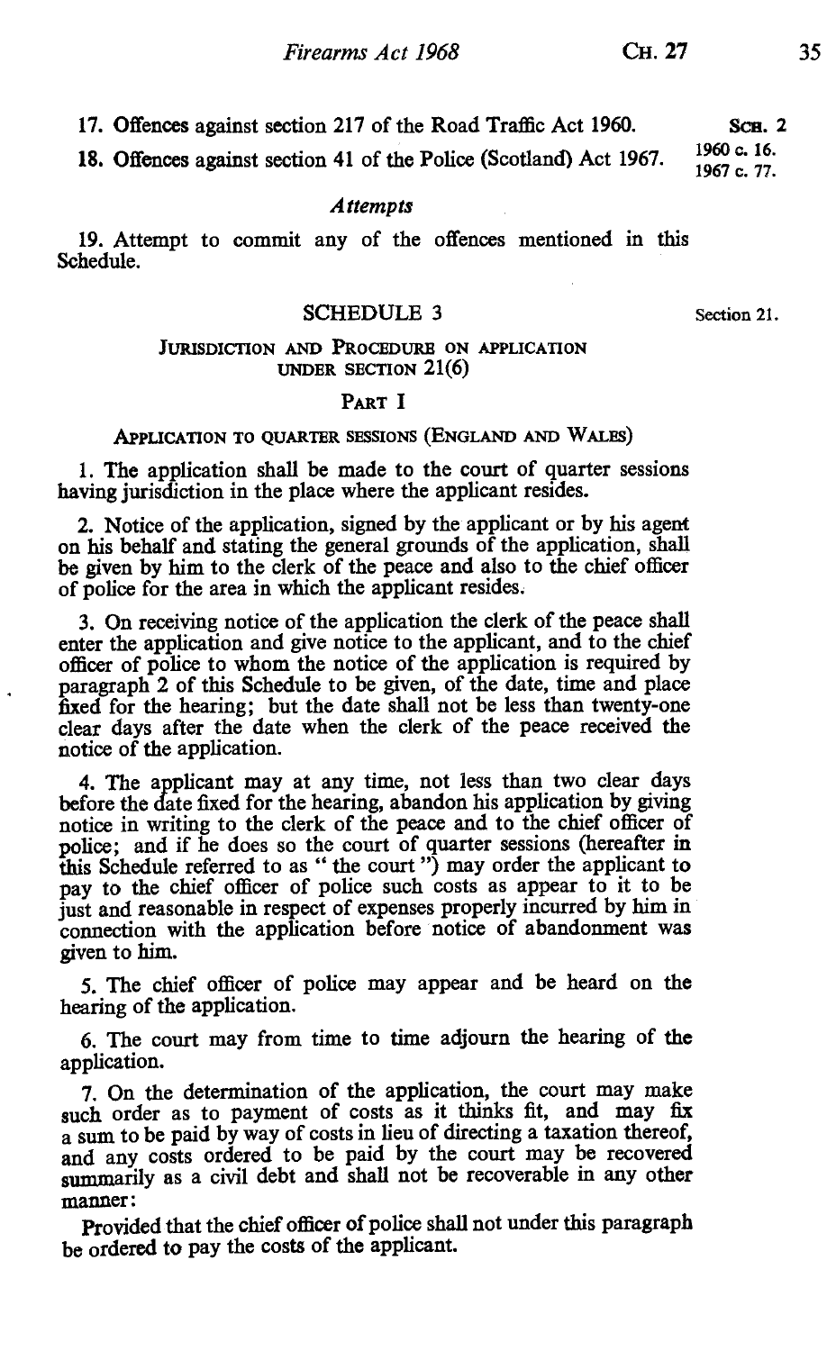17. Offences against section 217 of the Road Traffic Act 1960.

18. Offences against section 41 of the Police (Scotland) Act 1967.

SCH. 2

1960 c. 16.
1967 c. 77.

*Attempts*

19. Attempt to commit any of the offences mentioned in this Schedule.

## SCHEDULE 3

Section 21.

### JURISDICTION AND PROCEDURE ON APPLICATION UNDER SECTION 21(6)

#### PART I

##### APPLICATION TO QUARTER SESSIONS (ENGLAND AND WALES)

1. The application shall be made to the court of quarter sessions having jurisdiction in the place where the applicant resides.

2. Notice of the application, signed by the applicant or by his agent on his behalf and stating the general grounds of the application, shall be given by him to the clerk of the peace and also to the chief officer of police for the area in which the applicant resides.

3. On receiving notice of the application the clerk of the peace shall enter the application and give notice to the applicant, and to the chief officer of police to whom the notice of the application is required by paragraph 2 of this Schedule to be given, of the date, time and place fixed for the hearing; but the date shall not be less than twenty-one clear days after the date when the clerk of the peace received the notice of the application.

4. The applicant may at any time, not less than two clear days before the date fixed for the hearing, abandon his application by giving notice in writing to the clerk of the peace and to the chief officer of police; and if he does so the court of quarter sessions (hereafter in this Schedule referred to as " the court ") may order the applicant to pay to the chief officer of police such costs as appear to it to be just and reasonable in respect of expenses properly incurred by him in connection with the application before notice of abandonment was given to him.

5. The chief officer of police may appear and be heard on the hearing of the application.

6. The court may from time to time adjourn the hearing of the application.

7. On the determination of the application, the court may make such order as to payment of costs as it thinks fit, and may fix a sum to be paid by way of costs in lieu of directing a taxation thereof, and any costs ordered to be paid by the court may be recovered summarily as a civil debt and shall not be recoverable in any other manner:

Provided that the chief officer of police shall not under this paragraph be ordered to pay the costs of the applicant.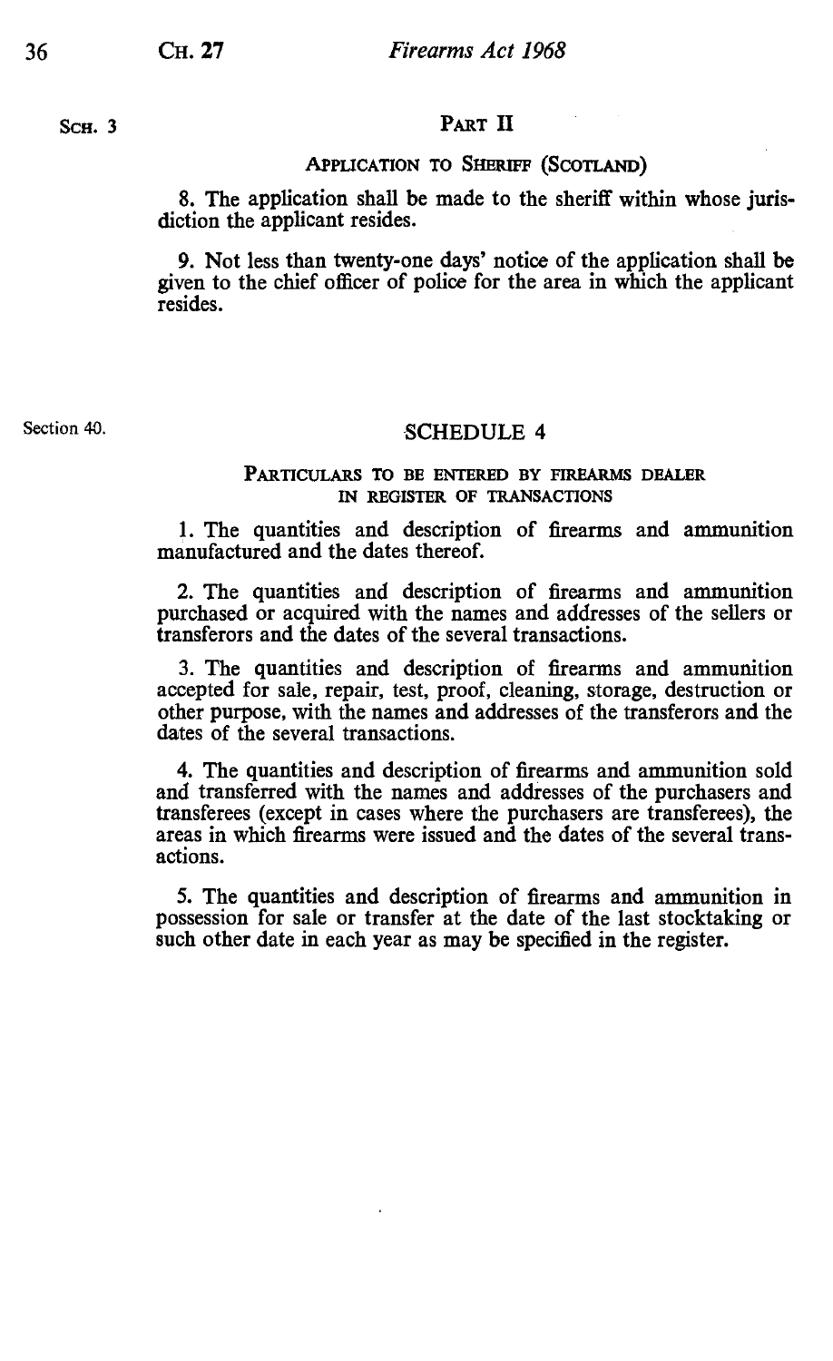Sch. 3

## Part II

### Application to Sheriff (Scotland)

8. The application shall be made to the sheriff within whose jurisdiction the applicant resides.

9. Not less than twenty-one days' notice of the application shall be given to the chief officer of police for the area in which the applicant resides.

Section 40.

## SCHEDULE 4

### Particulars to be entered by firearms dealer in register of transactions

1. The quantities and description of firearms and ammunition manufactured and the dates thereof.

2. The quantities and description of firearms and ammunition purchased or acquired with the names and addresses of the sellers or transferors and the dates of the several transactions.

3. The quantities and description of firearms and ammunition accepted for sale, repair, test, proof, cleaning, storage, destruction or other purpose, with the names and addresses of the transferors and the dates of the several transactions.

4. The quantities and description of firearms and ammunition sold and transferred with the names and addresses of the purchasers and transferees (except in cases where the purchasers are transferees), the areas in which firearms were issued and the dates of the several transactions.

5. The quantities and description of firearms and ammunition in possession for sale or transfer at the date of the last stocktaking or such other date in each year as may be specified in the register.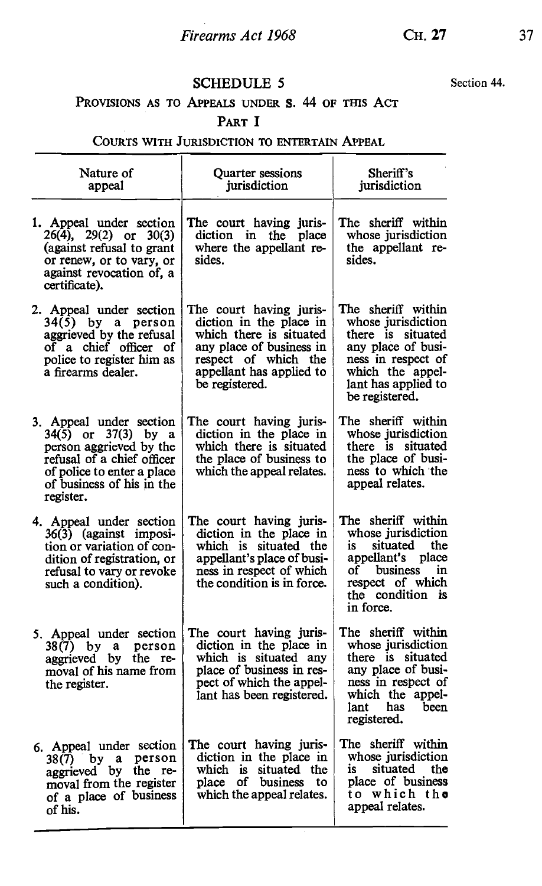## SCHEDULE 5

Section 44.

### PROVISIONS AS TO APPEALS UNDER S. 44 OF THIS ACT

#### PART I

#### COURTS WITH JURISDICTION TO ENTERTAIN APPEAL

| Nature of appeal | Quarter sessions jurisdiction | Sheriff's jurisdiction |
|---|---|---|
| 1. Appeal under section 26(4), 29(2) or 30(3) (against refusal to grant or renew, or to vary, or against revocation of, a certificate). | The court having jurisdiction in the place where the appellant resides. | The sheriff within whose jurisdiction the appellant resides. |
| 2. Appeal under section 34(5) by a person aggrieved by the refusal of a chief officer of police to register him as a firearms dealer. | The court having jurisdiction in the place in which there is situated any place of business in respect of which the appellant has applied to be registered. | The sheriff within whose jurisdiction there is situated any place of business in respect of which the appellant has applied to be registered. |
| 3. Appeal under section 34(5) or 37(3) by a person aggrieved by the refusal of a chief officer of police to enter a place of business of his in the register. | The court having jurisdiction in the place in which there is situated the place of business to which the appeal relates. | The sheriff within whose jurisdiction there is situated the place of business to which the appeal relates. |
| 4. Appeal under section 36(3) (against imposition or variation of condition of registration, or refusal to vary or revoke such a condition). | The court having jurisdiction in the place in which is situated the appellant's place of business in respect of which the condition is in force. | The sheriff within whose jurisdiction is situated the appellant's place of business in respect of which the condition is in force. |
| 5. Appeal under section 38(7) by a person aggrieved by the removal of his name from the register. | The court having jurisdiction in the place in which is situated any place of business in respect of which the appellant has been registered. | The sheriff within whose jurisdiction there is situated any place of business in respect of which the appellant has been registered. |
| 6. Appeal under section 38(7) by a person aggrieved by the removal from the register of a place of business of his. | The court having jurisdiction in the place in which is situated the place of business to which the appeal relates. | The sheriff within whose jurisdiction is situated the place of business to which the appeal relates. |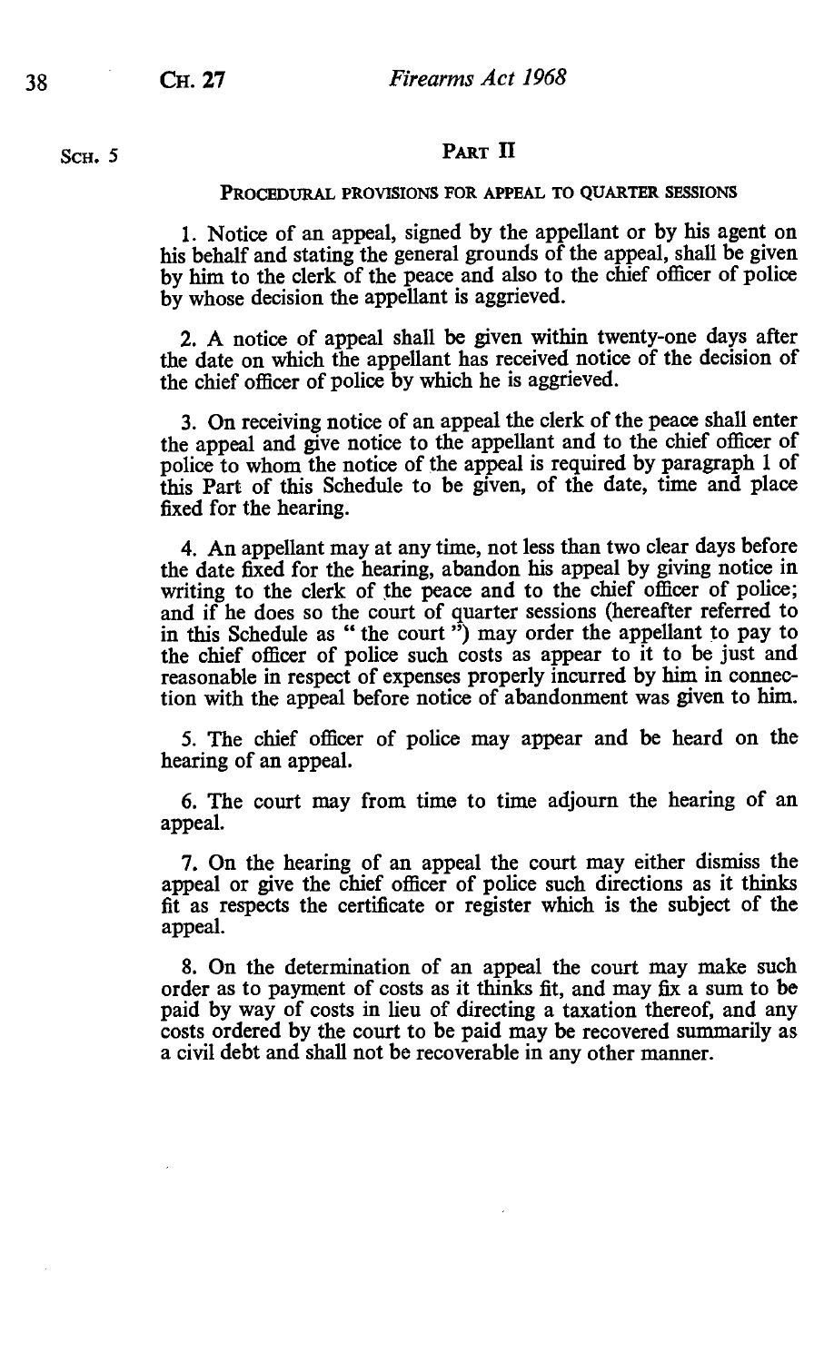Sch. 5

## Part II

### Procedural provisions for appeal to quarter sessions

1. Notice of an appeal, signed by the appellant or by his agent on his behalf and stating the general grounds of the appeal, shall be given by him to the clerk of the peace and also to the chief officer of police by whose decision the appellant is aggrieved.

2. A notice of appeal shall be given within twenty-one days after the date on which the appellant has received notice of the decision of the chief officer of police by which he is aggrieved.

3. On receiving notice of an appeal the clerk of the peace shall enter the appeal and give notice to the appellant and to the chief officer of police to whom the notice of the appeal is required by paragraph 1 of this Part of this Schedule to be given, of the date, time and place fixed for the hearing.

4. An appellant may at any time, not less than two clear days before the date fixed for the hearing, abandon his appeal by giving notice in writing to the clerk of the peace and to the chief officer of police; and if he does so the court of quarter sessions (hereafter referred to in this Schedule as " the court ") may order the appellant to pay to the chief officer of police such costs as appear to it to be just and reasonable in respect of expenses properly incurred by him in connection with the appeal before notice of abandonment was given to him.

5. The chief officer of police may appear and be heard on the hearing of an appeal.

6. The court may from time to time adjourn the hearing of an appeal.

7. On the hearing of an appeal the court may either dismiss the appeal or give the chief officer of police such directions as it thinks fit as respects the certificate or register which is the subject of the appeal.

8. On the determination of an appeal the court may make such order as to payment of costs as it thinks fit, and may fix a sum to be paid by way of costs in lieu of directing a taxation thereof, and any costs ordered by the court to be paid may be recovered summarily as a civil debt and shall not be recoverable in any other manner.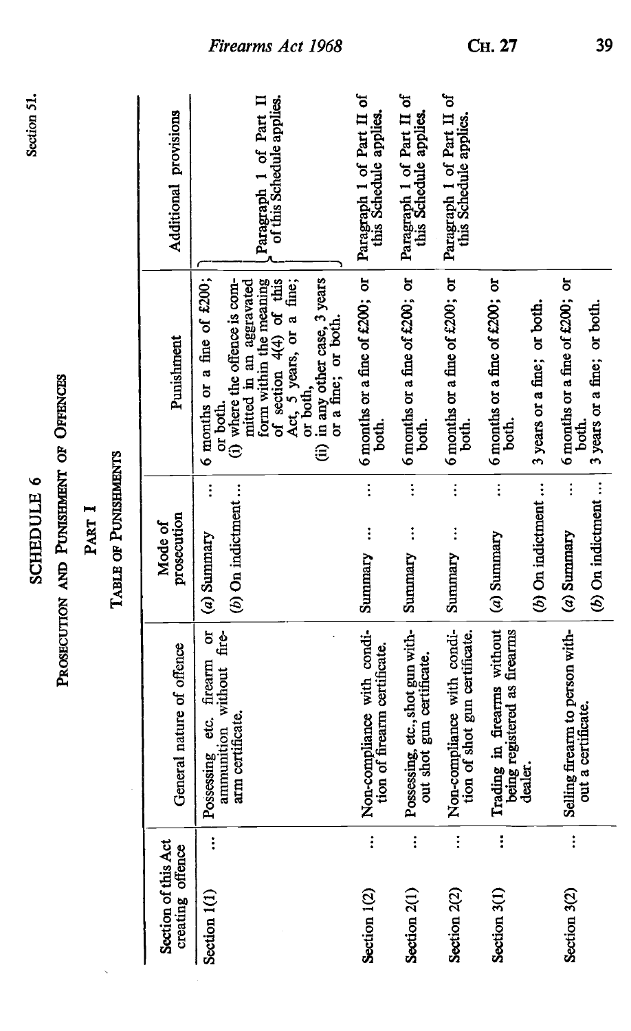Section 51.

# SCHEDULE 6

## PROSECUTION AND PUNISHMENT OF OFFENCES

### PART I

### TABLE OF PUNISHMENTS

| Section of this Act creating offence | General nature of offence | Mode of prosecution | Punishment | Additional provisions |
|---|---|---|---|---|
| Section 1(1) ... | Possessing etc. firearm or ammunition without firearm certificate. | (a) Summary ... | 6 months or a fine of £200; or both. | Paragraph 1 of Part II of this Schedule applies. |
| | | (b) On indictment ... | (i) where the offence is committed in an aggravated form within the meaning of section 4(4) of this Act, 5 years, or a fine; or both, (ii) in any other case, 3 years or a fine; or both. | |
| Section 1(2) ... | Non-compliance with condition of firearm certificate. | Summary ... ... | 6 months or a fine of £200; or both. | Paragraph 1 of Part II of this Schedule applies. |
| Section 2(1) ... | Possessing, etc., shot gun without shot gun certificate. | Summary ... ... | 6 months or a fine of £200; or both. | Paragraph 1 of Part II of this Schedule applies. |
| Section 2(2) ... | Non-compliance with condition of shot gun certificate. | Summary ... ... | 6 months or a fine of £200; or both. | Paragraph 1 of Part II of this Schedule applies. |
| Section 3(1) ... | Trading in firearms without being registered as firearms dealer. | (a) Summary ... | 6 months or a fine of £200; or both. | |
| | | (b) On indictment ... | 3 years or a fine; or both. | |
| Section 3(2) ... | Selling firearm to person without a certificate. | (a) Summary ... | 6 months or a fine of £200; or both. | |
| | | (b) On indictment ... | 3 years or a fine; or both. | |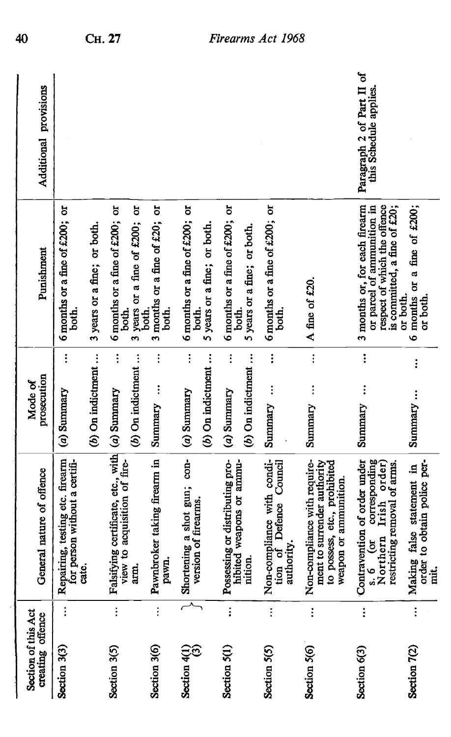| Section of this Act creating offence | General nature of offence | Mode of prosecution | Punishment | Additional provisions |
|---|---|---|---|---|
| Section 3(3) ... | Repairing, testing etc. firearm for person without a certificate. | (a) Summary ... | 6 months or a fine of £200; or both. | |
| | | (b) On indictment ... | 3 years or a fine; or both. | |
| Section 3(5) ... | Falsifying certificate, etc., with view to acquisition of firearm. | (a) Summary ... | 6 months or a fine of £200; or both. | |
| | | (b) On indictment ... | 3 years or a fine of £200; or both. | |
| Section 3(6) ... | Pawnbroker taking firearm in pawn. | Summary ... | 3 months or a fine of £20; or both. | |
| Section 4(1) (3) | Shortening a shot gun; conversion of firearms. | (a) Summary ... | 6 months or a fine of £200; or both. | |
| | | (b) On indictment ... | 5 years or a fine; or both. | |
| Section 5(1) ... | Possessing or distributing prohibited weapons or ammunition. | (a) Summary ... | 6 months or a fine of £200; or both. | |
| | | (b) On indictment ... | 5 years or a fine; or both. | |
| Section 5(5) ... | Non-compliance with condition of Defence Council authority. | Summary ... | 6 months or a fine of £200; or both. | |
| Section 5(6) ... | Non-compliance with requirement to surrender authority to possess, etc., prohibited weapon or ammunition. | Summary ... | A fine of £20. | |
| Section 6(3) ... | Contravention of order under s. 6 (or corresponding Northern Irish order) restricting removal of arms. | Summary ... | 3 months or, for each firearm or parcel of ammunition in respect of which the offence is committed, a fine of £20; or both. | Paragraph 2 of Part II of this Schedule applies. |
| Section 7(2) ... | Making false statement in order to obtain police permit. | Summary ... | 6 months or a fine of £200; or both. | |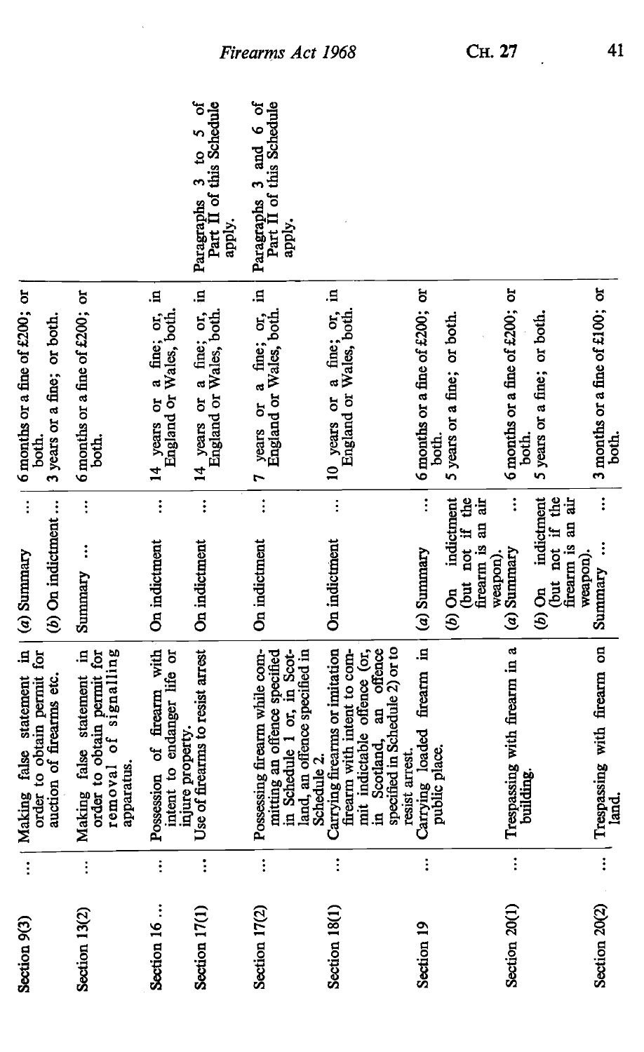| Section 9(3) ... | Making false statement in order to obtain permit for auction of firearms etc. | (a) Summary ... | 6 months or a fine of £200; or both. | |
|---|---|---|---|---|
| | | (b) On indictment ... | 3 years or a fine; or both. | |
| Section 13(2) ... | Making false statement in order to obtain permit for removal of signalling apparatus. | Summary ... | 6 months or a fine of £200; or both. | |
| Section 16 ... ... | Possession of firearm with intent to endanger life or injure property. | On indictment ... | 14 years or a fine; or, in England or Wales, both. | |
| Section 17(1) ... | Use of firearms to resist arrest | On indictment ... | 14 years or a fine; or, in England or Wales, both. | Paragraphs 3 to 5 of Part II of this Schedule apply. |
| Section 17(2) ... | Possessing firearm while committing an offence specified in Schedule 1 or, in Scotland, an offence specified in Schedule 2. | On indictment ... | 7 years or a fine; or, in England or Wales, both. | Paragraphs 3 and 6 of Part II of this Schedule apply. |
| Section 18(1) ... | Carrying firearms or imitation firearm with intent to commit indictable offence (or, in Scotland, an offence specified in Schedule 2) or to resist arrest. | On indictment ... | 10 years or a fine; or, in England or Wales, both. | |
| Section 19 ... | Carrying loaded firearm in public place. | (a) Summary ... | 6 months or a fine of £200; or both. | |
| | | (b) On indictment (but not if the firearm is an air weapon). | 5 years or a fine; or both. | |
| Section 20(1) ... | Trespassing with firearm in a building. | (a) Summary ... | 6 months or a fine of £200; or both. | |
| | | (b) On indictment (but not if the firearm is an air weapon). | 5 years or a fine; or both. | |
| Section 20(2) ... | Trespassing with firearm on land. | Summary ... ... | 3 months or a fine of £100; or both. | |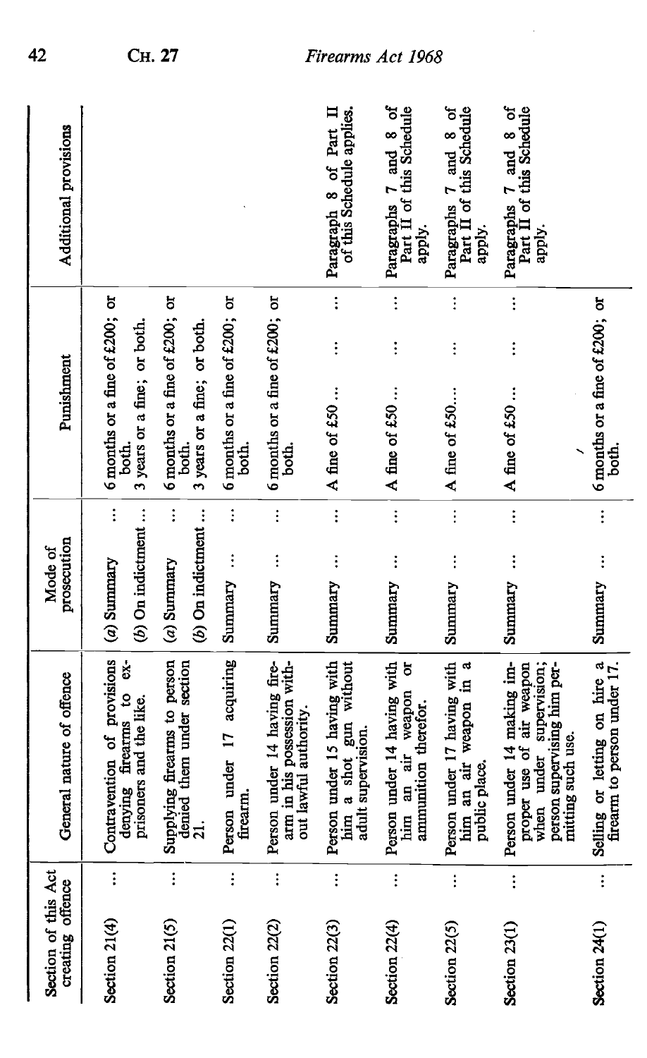| Section of this Act creating offence | General nature of offence | Mode of prosecution | Punishment | Additional provisions |
|---|---|---|---|---|
| Section 21(4) ... | Contravention of provisions denying firearms to ex-prisoners and the like. | (a) Summary ... | 6 months or a fine of £200; or both. | |
| | | (b) On indictment ... | 3 years or a fine; or both. | |
| Section 21(5) ... | Supplying firearms to person denied them under section 21. | (a) Summary ... | 6 months or a fine of £200; or both. | |
| | | (b) On indictment ... | 3 years or a fine; or both. | |
| Section 22(1) ... | Person under 17 acquiring firearm. | Summary ... ... | 6 months or a fine of £200; or both. | |
| Section 22(2) ... | Person under 14 having firearm in his possession without lawful authority. | Summary ... ... | 6 months or a fine of £200; or both. | |
| Section 22(3) ... | Person under 15 having with him a shot gun without adult supervision. | Summary ... ... | A fine of £50 ... ... | Paragraph 8 of Part II of this Schedule applies. |
| Section 22(4) ... | Person under 14 having with him an air weapon or ammunition therefor. | Summary ... ... | A fine of £50 ... ... | Paragraphs 7 and 8 of Part II of this Schedule apply. |
| Section 22(5) ... | Person under 17 having with him an air weapon in a public place. | Summary ... ... | A fine of £50... ... | Paragraphs 7 and 8 of Part II of this Schedule apply. |
| Section 23(1) ... | Person under 14 making improper use of air weapon when under supervision; person supervising him permitting such use. | Summary ... ... | A fine of £50 ... ... | Paragraphs 7 and 8 of Part II of this Schedule apply. |
| Section 24(1) ... | Selling or letting on hire a firearm to person under 17. | Summary ... ... | 6 months or a fine of £200; or both. | |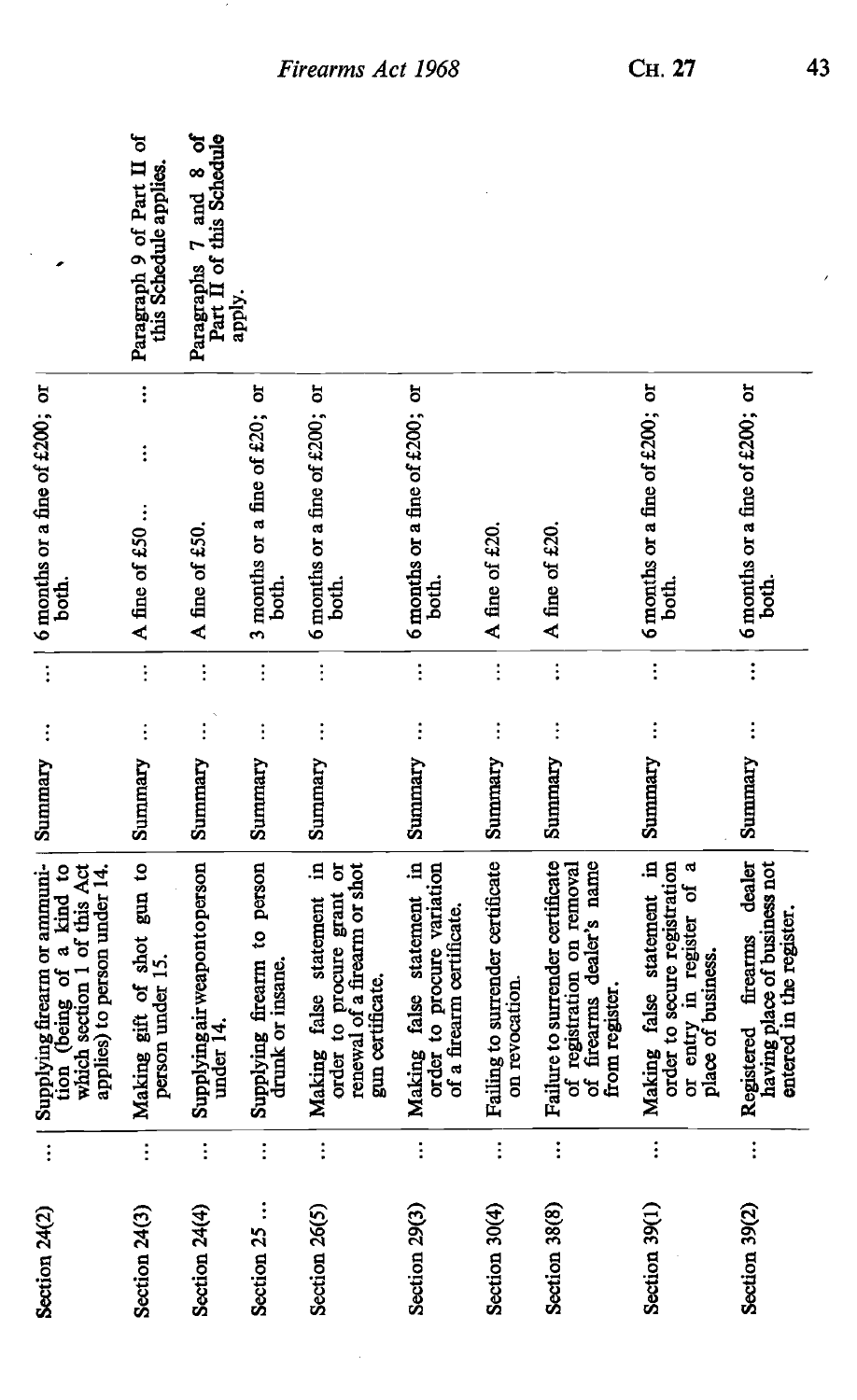| | | | | |
|---|---|---|---|---|
| Section 24(2) | Supplying firearm or ammunition (being of a kind to which section 1 of this Act applies) to person under 14. | Summary | 6 months or a fine of £200; or both. | |
| Section 24(3) | Making gift of shot gun to person under 15. | Summary | A fine of £50 | Paragraph 9 of Part II of this Schedule applies. |
| Section 24(4) | Supplying air weapon to person under 14. | Summary | A fine of £50. | Paragraphs 7 and 8 of Part II of this Schedule apply. |
| Section 25 | Supplying firearm to person drunk or insane. | Summary | 3 months or a fine of £20; or both. | |
| Section 26(5) | Making false statement in order to procure grant or renewal of a firearm or shot gun certificate. | Summary | 6 months or a fine of £200; or both. | |
| Section 29(3) | Making false statement in order to procure variation of a firearm certificate. | Summary | 6 months or a fine of £200; or both. | |
| Section 30(4) | Failing to surrender certificate on revocation. | Summary | A fine of £20. | |
| Section 38(8) | Failure to surrender certificate of registration on removal of firearms dealer's name from register. | Summary | A fine of £20. | |
| Section 39(1) | Making false statement in order to secure registration or entry in register of a place of business. | Summary | 6 months or a fine of £200; or both. | |
| Section 39(2) | Registered firearms dealer having place of business not entered in the register. | Summary | 6 months or a fine of £200; or both. | |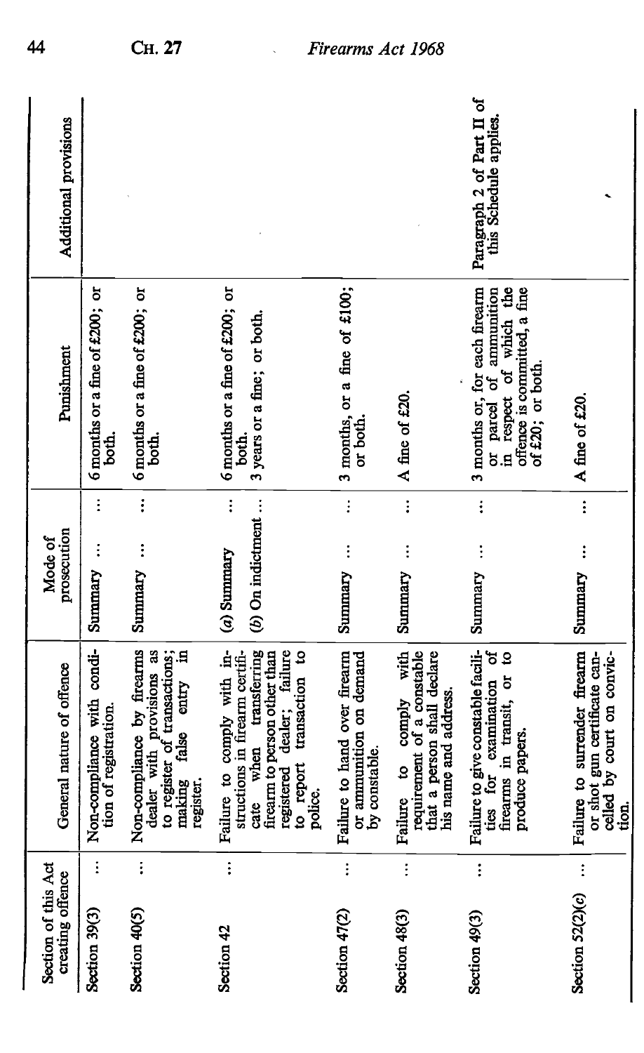| Section of this Act creating offence | General nature of offence | Mode of prosecution | Punishment | Additional provisions |
|---|---|---|---|---|
| Section 39(3) ... | Non-compliance with condition of registration. | Summary ... ... | 6 months or a fine of £200; or both. | |
| Section 40(5) ... | Non-compliance by firearms dealer with provisions as to register of transactions; making false entry in register. | Summary ... ... | 6 months or a fine of £200; or both. | |
| Section 42 ... | Failure to comply with instructions in firearm certificate when transferring firearm to person other than registered dealer; failure to report transaction to police. | (a) Summary ... | 6 months or a fine of £200; or both. | |
| | | (b) On indictment ... | 3 years or a fine; or both. | |
| Section 47(2) ... | Failure to hand over firearm or ammunition on demand by constable. | Summary ... ... | 3 months, or a fine of £100; or both. | |
| Section 48(3) ... | Failure to comply with requirement of a constable that a person shall declare his name and address. | Summary ... ... | A fine of £20. | |
| Section 49(3) ... | Failure to give constable facilities for examination of firearms in transit, or to produce papers. | Summary ... ... | 3 months or, for each firearm or parcel of ammunition in respect of which the offence is committed, a fine of £20; or both. | Paragraph 2 of Part II of this Schedule applies. |
| Section 52(2)(c) ... | Failure to surrender firearm or shot gun certificate cancelled by court on conviction. | Summary ... ... | A fine of £20. | |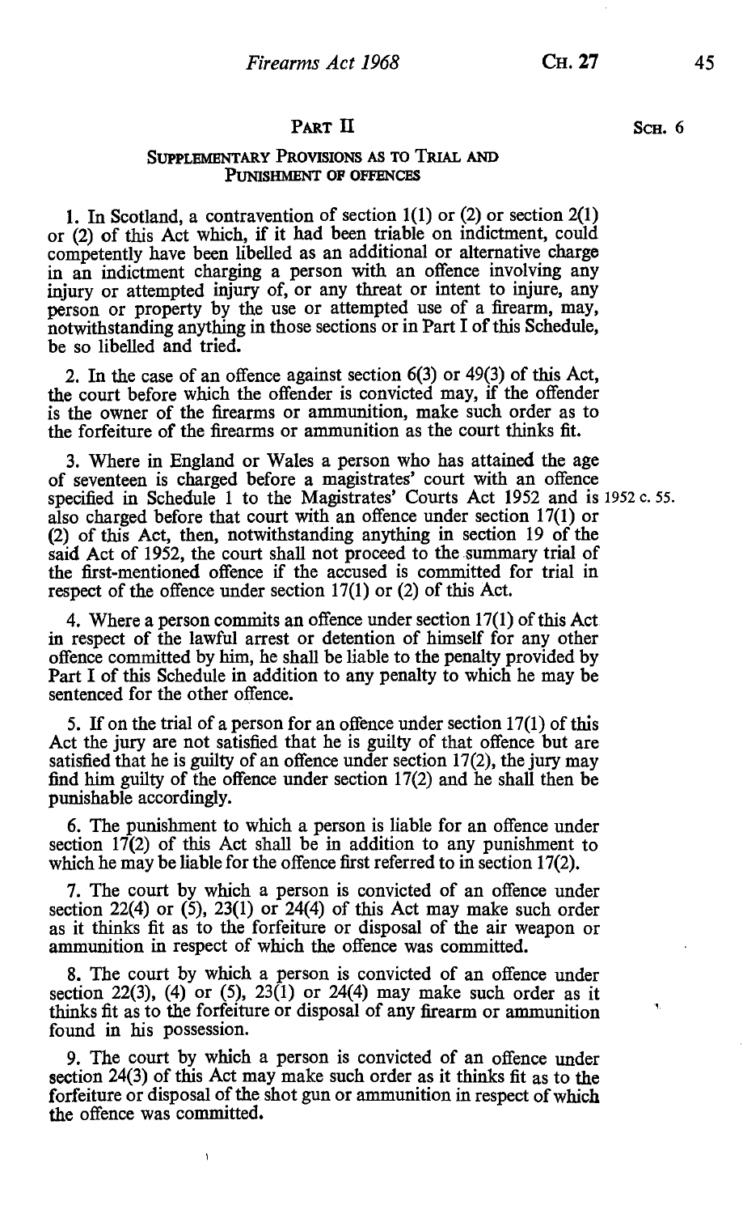SCH. 6

## PART II

### SUPPLEMENTARY PROVISIONS AS TO TRIAL AND PUNISHMENT OF OFFENCES

1. In Scotland, a contravention of section 1(1) or (2) or section 2(1) or (2) of this Act which, if it had been triable on indictment, could competently have been libelled as an additional or alternative charge in an indictment charging a person with an offence involving any injury or attempted injury of, or any threat or intent to injure, any person or property by the use or attempted use of a firearm, may, notwithstanding anything in those sections or in Part I of this Schedule, be so libelled and tried.

2. In the case of an offence against section 6(3) or 49(3) of this Act, the court before which the offender is convicted may, if the offender is the owner of the firearms or ammunition, make such order as to the forfeiture of the firearms or ammunition as the court thinks fit.

3. Where in England or Wales a person who has attained the age of seventeen is charged before a magistrates' court with an offence specified in Schedule 1 to the Magistrates' Courts Act 1952 and is also charged before that court with an offence under section 17(1) or (2) of this Act, then, notwithstanding anything in section 19 of the said Act of 1952, the court shall not proceed to the summary trial of the first-mentioned offence if the accused is committed for trial in respect of the offence under section 17(1) or (2) of this Act.

1952 c. 55.

4. Where a person commits an offence under section 17(1) of this Act in respect of the lawful arrest or detention of himself for any other offence committed by him, he shall be liable to the penalty provided by Part I of this Schedule in addition to any penalty to which he may be sentenced for the other offence.

5. If on the trial of a person for an offence under section 17(1) of this Act the jury are not satisfied that he is guilty of that offence but are satisfied that he is guilty of an offence under section 17(2), the jury may find him guilty of the offence under section 17(2) and he shall then be punishable accordingly.

6. The punishment to which a person is liable for an offence under section 17(2) of this Act shall be in addition to any punishment to which he may be liable for the offence first referred to in section 17(2).

7. The court by which a person is convicted of an offence under section 22(4) or (5), 23(1) or 24(4) of this Act may make such order as it thinks fit as to the forfeiture or disposal of the air weapon or ammunition in respect of which the offence was committed.

8. The court by which a person is convicted of an offence under section 22(3), (4) or (5), 23(1) or 24(4) may make such order as it thinks fit as to the forfeiture or disposal of any firearm or ammunition found in his possession.

9. The court by which a person is convicted of an offence under section 24(3) of this Act may make such order as it thinks fit as to the forfeiture or disposal of the shot gun or ammunition in respect of which the offence was committed.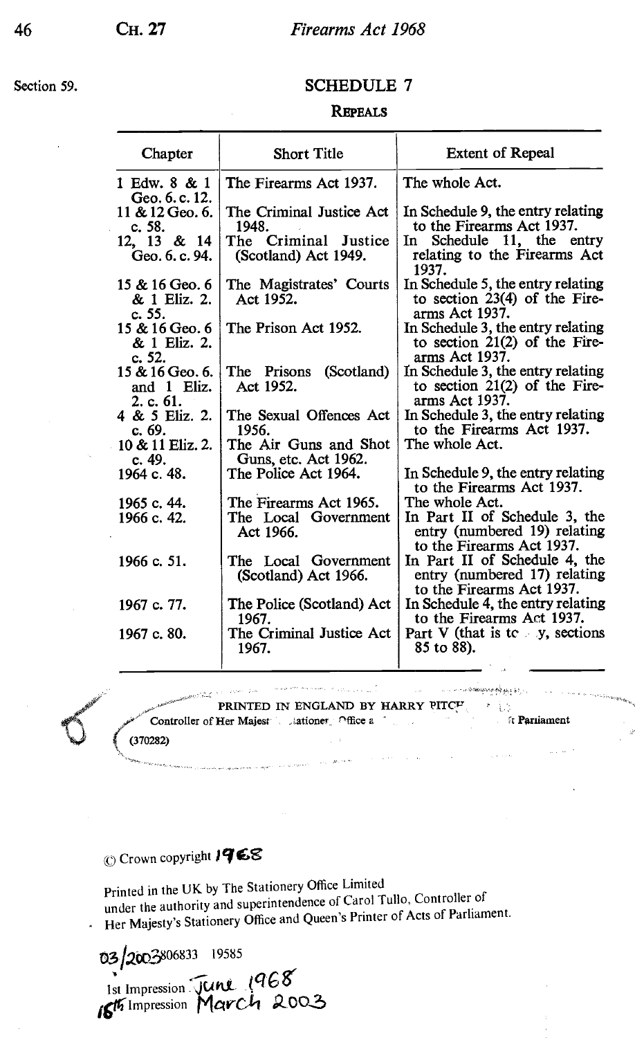Section 59.

## SCHEDULE 7

### REPEALS

| Chapter | Short Title | Extent of Repeal |
|---|---|---|
| 1 Edw. 8 & 1 Geo. 6. c. 12. | The Firearms Act 1937. | The whole Act. |
| 11 & 12 Geo. 6. c. 58. | The Criminal Justice Act 1948. | In Schedule 9, the entry relating to the Firearms Act 1937. |
| 12, 13 & 14 Geo. 6. c. 94. | The Criminal Justice (Scotland) Act 1949. | In Schedule 11, the entry relating to the Firearms Act 1937. |
| 15 & 16 Geo. 6 & 1 Eliz. 2. c. 55. | The Magistrates' Courts Act 1952. | In Schedule 5, the entry relating to section 23(4) of the Firearms Act 1937. |
| 15 & 16 Geo. 6 & 1 Eliz. 2. c. 52. | The Prison Act 1952. | In Schedule 3, the entry relating to section 21(2) of the Firearms Act 1937. |
| 15 & 16 Geo. 6. and 1 Eliz. 2. c. 61. | The Prisons (Scotland) Act 1952. | In Schedule 3, the entry relating to section 21(2) of the Firearms Act 1937. |
| 4 & 5 Eliz. 2. c. 69. | The Sexual Offences Act 1956. | In Schedule 3, the entry relating to the Firearms Act 1937. |
| 10 & 11 Eliz. 2. c. 49. | The Air Guns and Shot Guns, etc. Act 1962. | The whole Act. |
| 1964 c. 48. | The Police Act 1964. | In Schedule 9, the entry relating to the Firearms Act 1937. |
| 1965 c. 44. | The Firearms Act 1965. | The whole Act. |
| 1966 c. 42. | The Local Government Act 1966. | In Part II of Schedule 3, the entry (numbered 19) relating to the Firearms Act 1937. |
| 1966 c. 51. | The Local Government (Scotland) Act 1966. | In Part II of Schedule 4, the entry (numbered 17) relating to the Firearms Act 1937. |
| 1967 c. 77. | The Police (Scotland) Act 1967. | In Schedule 4, the entry relating to the Firearms Act 1937. |
| 1967 c. 80. | The Criminal Justice Act 1967. | Part V (that is to say, sections 85 to 88). |

PRINTED IN ENGLAND BY HARRY PITCH
Controller of Her Majesty's Stationery Office and Queen's Printer of Acts of Parliament

(370282)

© Crown copyright 1968

Printed in the UK by The Stationery Office Limited under the authority and superintendence of Carol Tullo, Controller of Her Majesty's Stationery Office and Queen's Printer of Acts of Parliament.

03/2003 806833 19585

1st Impression June 1968
16th Impression March 2003